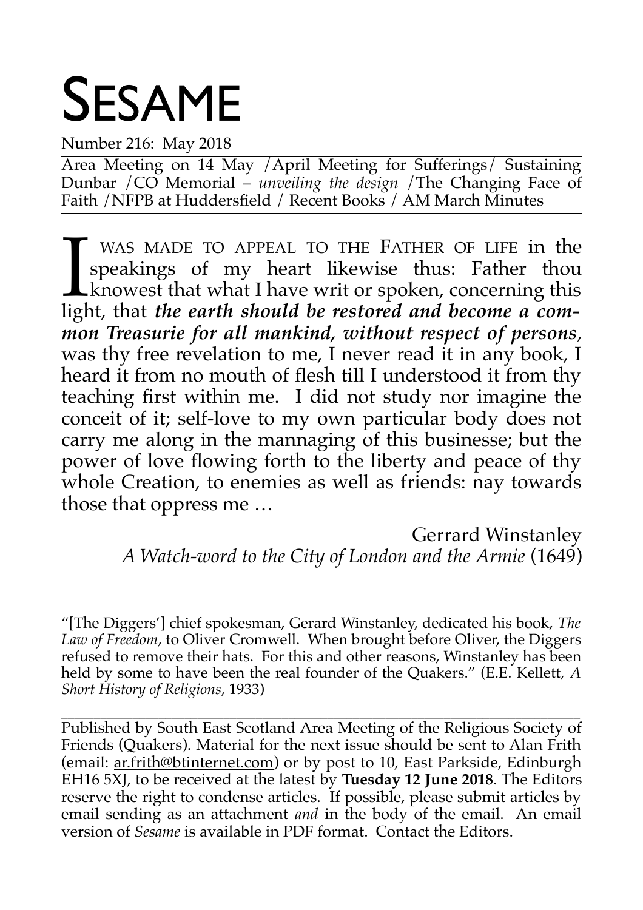# SESAME

Number 216: May 2018

Area Meeting on 14 May /April Meeting for Sufferings/ Sustaining Dunbar /CO Memorial – *unveiling the design* /The Changing Face of Faith /NFPB at Huddersfield / Recent Books / AM March Minutes

---

I WAS MADE TO APPEAL TO THE FATHER OF LIFE in the speakings of my heart likewise thus: Father thou knowest that what I have writ or spoken, concerning this light, that ***the earth should be restored and become a common Treasurie for all mankind, without respect of persons***, was thy free revelation to me, I never read it in any book, I heard it from no mouth of flesh till I understood it from thy teaching first within me. I did not study nor imagine the conceit of it; self-love to my own particular body does not carry me along in the mannaging of this businesse; but the power of love flowing forth to the liberty and peace of thy whole Creation, to enemies as well as friends: nay towards those that oppress me …

Gerrard Winstanley
*A Watch-word to the City of London and the Armie* (1649)

"[The Diggers'] chief spokesman, Gerard Winstanley, dedicated his book, *The Law of Freedom*, to Oliver Cromwell. When brought before Oliver, the Diggers refused to remove their hats. For this and other reasons, Winstanley has been held by some to have been the real founder of the Quakers." (E.E. Kellett, *A Short History of Religions*, 1933)

---

Published by South East Scotland Area Meeting of the Religious Society of Friends (Quakers). Material for the next issue should be sent to Alan Frith (email: ar.frith@btinternet.com) or by post to 10, East Parkside, Edinburgh EH16 5XJ, to be received at the latest by **Tuesday 12 June 2018**. The Editors reserve the right to condense articles. If possible, please submit articles by email sending as an attachment *and* in the body of the email. An email version of *Sesame* is available in PDF format. Contact the Editors.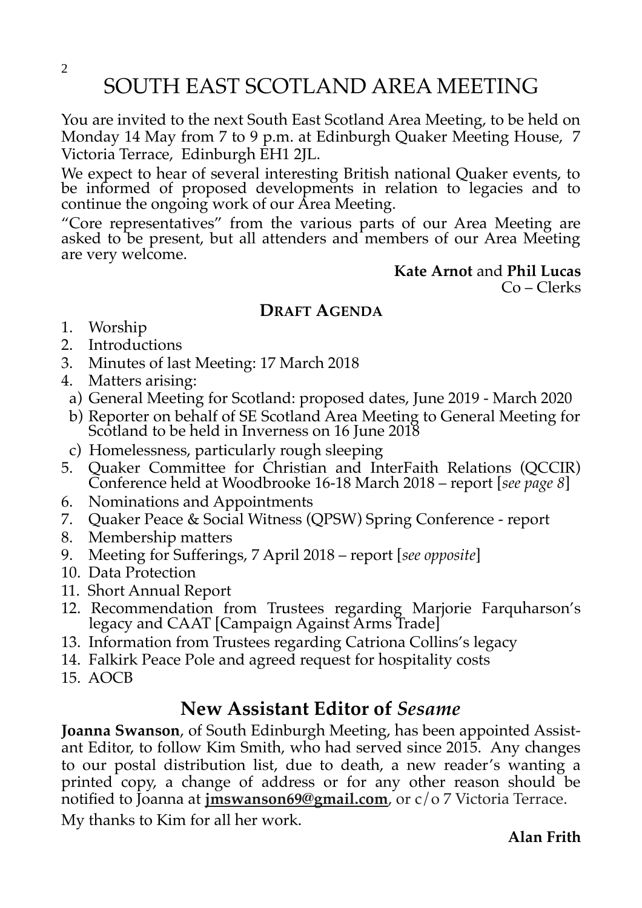# SOUTH EAST SCOTLAND AREA MEETING

You are invited to the next South East Scotland Area Meeting, to be held on Monday 14 May from 7 to 9 p.m. at Edinburgh Quaker Meeting House, 7 Victoria Terrace, Edinburgh EH1 2JL.

We expect to hear of several interesting British national Quaker events, to be informed of proposed developments in relation to legacies and to continue the ongoing work of our Area Meeting.

"Core representatives" from the various parts of our Area Meeting are asked to be present, but all attenders and members of our Area Meeting are very welcome.

**Kate Arnot** and **Phil Lucas**
Co – Clerks

### DRAFT AGENDA

1. Worship
2. Introductions
3. Minutes of last Meeting: 17 March 2018
4. Matters arising:
   a) General Meeting for Scotland: proposed dates, June 2019 - March 2020
   b) Reporter on behalf of SE Scotland Area Meeting to General Meeting for Scotland to be held in Inverness on 16 June 2018
   c) Homelessness, particularly rough sleeping
5. Quaker Committee for Christian and InterFaith Relations (QCCIR) Conference held at Woodbrooke 16-18 March 2018 – report [*see page 8*]
6. Nominations and Appointments
7. Quaker Peace & Social Witness (QPSW) Spring Conference - report
8. Membership matters
9. Meeting for Sufferings, 7 April 2018 – report [*see opposite*]
10. Data Protection
11. Short Annual Report
12. Recommendation from Trustees regarding Marjorie Farquharson's legacy and CAAT [Campaign Against Arms Trade]
13. Information from Trustees regarding Catriona Collins's legacy
14. Falkirk Peace Pole and agreed request for hospitality costs
15. AOCB

## New Assistant Editor of *Sesame*

**Joanna Swanson**, of South Edinburgh Meeting, has been appointed Assistant Editor, to follow Kim Smith, who had served since 2015. Any changes to our postal distribution list, due to death, a new reader's wanting a printed copy, a change of address or for any other reason should be notified to Joanna at **jmswanson69@gmail.com**, or c/o 7 Victoria Terrace.

My thanks to Kim for all her work.

**Alan Frith**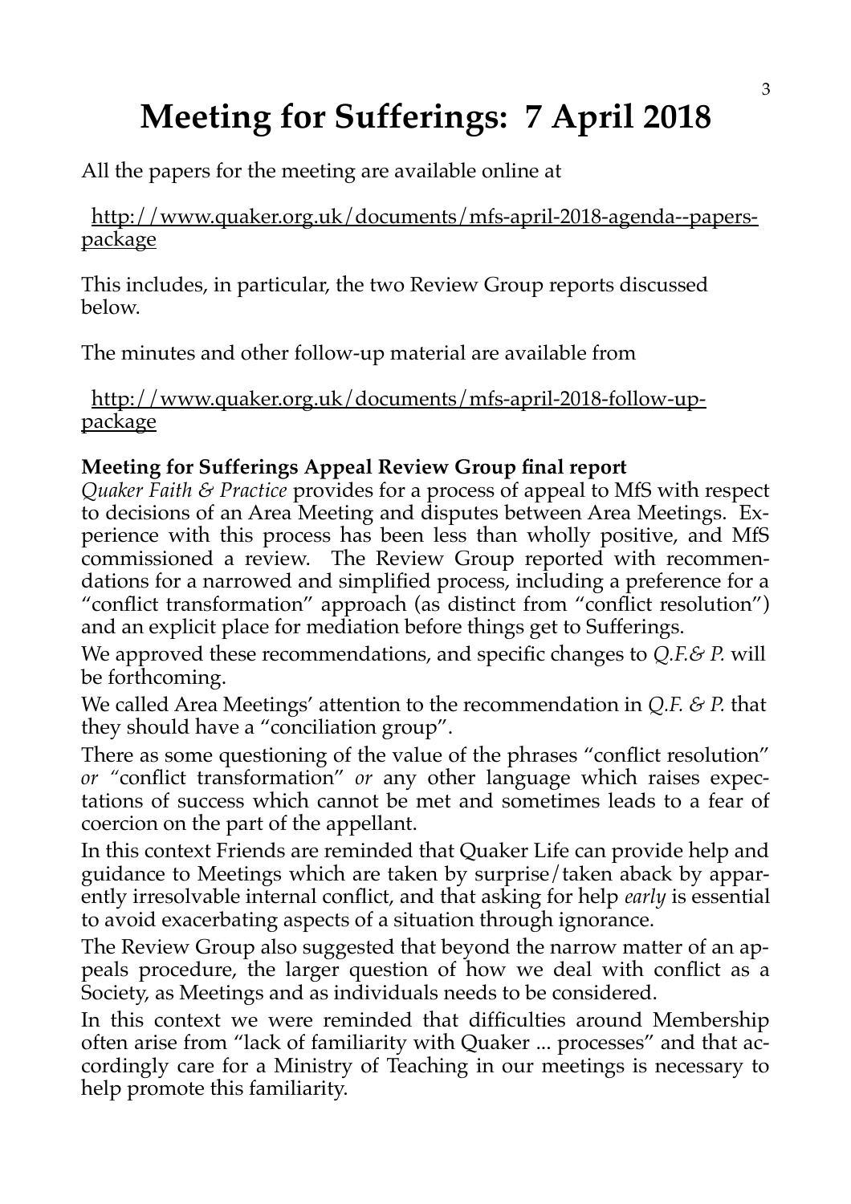# Meeting for Sufferings: 7 April 2018

All the papers for the meeting are available online at

http://www.quaker.org.uk/documents/mfs-april-2018-agenda--papers-package

This includes, in particular, the two Review Group reports discussed below.

The minutes and other follow-up material are available from

http://www.quaker.org.uk/documents/mfs-april-2018-follow-up-package

**Meeting for Sufferings Appeal Review Group final report**

*Quaker Faith & Practice* provides for a process of appeal to MfS with respect to decisions of an Area Meeting and disputes between Area Meetings. Experience with this process has been less than wholly positive, and MfS commissioned a review. The Review Group reported with recommendations for a narrowed and simplified process, including a preference for a "conflict transformation" approach (as distinct from "conflict resolution") and an explicit place for mediation before things get to Sufferings.

We approved these recommendations, and specific changes to *Q.F.& P.* will be forthcoming.

We called Area Meetings' attention to the recommendation in *Q.F. & P.* that they should have a "conciliation group".

There as some questioning of the value of the phrases "conflict resolution" *or "*conflict transformation" *or* any other language which raises expectations of success which cannot be met and sometimes leads to a fear of coercion on the part of the appellant.

In this context Friends are reminded that Quaker Life can provide help and guidance to Meetings which are taken by surprise/taken aback by apparently irresolvable internal conflict, and that asking for help *early* is essential to avoid exacerbating aspects of a situation through ignorance.

The Review Group also suggested that beyond the narrow matter of an appeals procedure, the larger question of how we deal with conflict as a Society, as Meetings and as individuals needs to be considered.

In this context we were reminded that difficulties around Membership often arise from "lack of familiarity with Quaker ... processes" and that accordingly care for a Ministry of Teaching in our meetings is necessary to help promote this familiarity.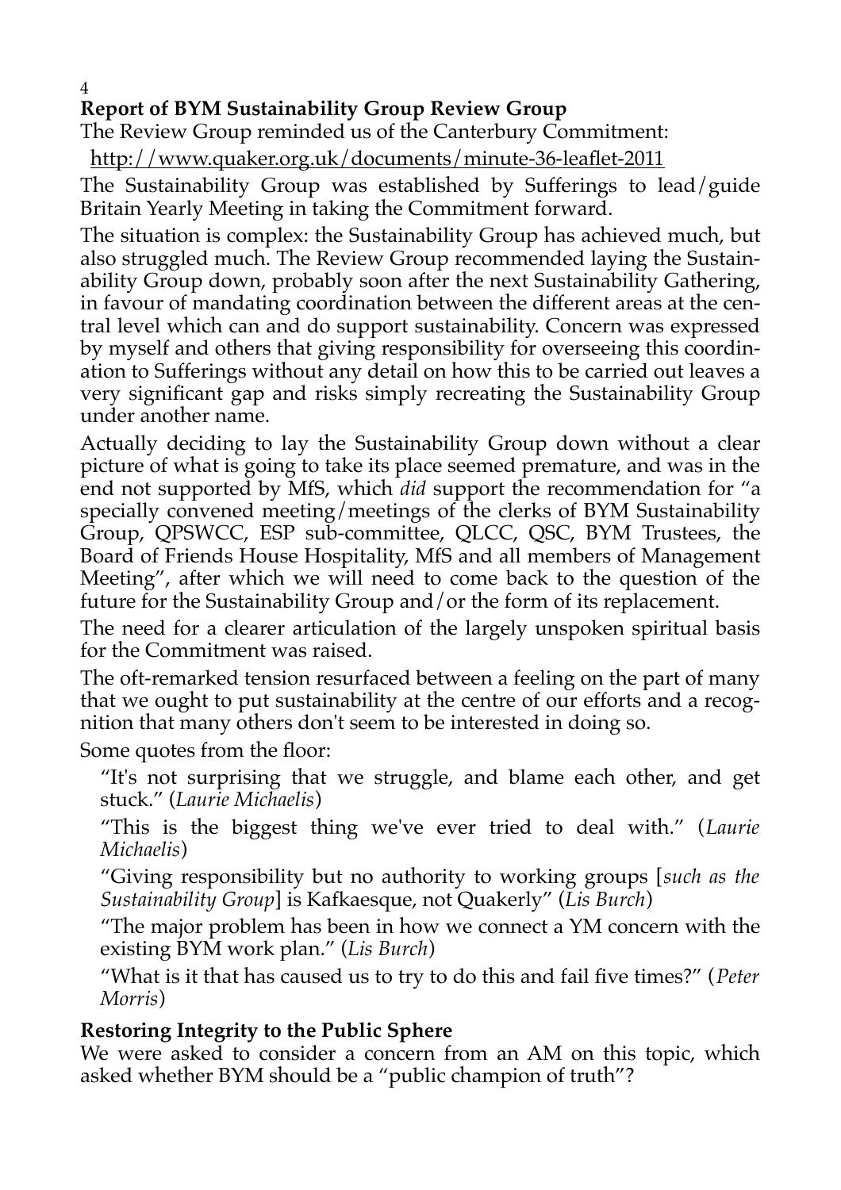**Report of BYM Sustainability Group Review Group**

The Review Group reminded us of the Canterbury Commitment:

http://www.quaker.org.uk/documents/minute-36-leaflet-2011

The Sustainability Group was established by Sufferings to lead/guide Britain Yearly Meeting in taking the Commitment forward.

The situation is complex: the Sustainability Group has achieved much, but also struggled much. The Review Group recommended laying the Sustainability Group down, probably soon after the next Sustainability Gathering, in favour of mandating coordination between the different areas at the central level which can and do support sustainability. Concern was expressed by myself and others that giving responsibility for overseeing this coordination to Sufferings without any detail on how this to be carried out leaves a very significant gap and risks simply recreating the Sustainability Group under another name.

Actually deciding to lay the Sustainability Group down without a clear picture of what is going to take its place seemed premature, and was in the end not supported by MfS, which *did* support the recommendation for "a specially convened meeting/meetings of the clerks of BYM Sustainability Group, QPSWCC, ESP sub-committee, QLCC, QSC, BYM Trustees, the Board of Friends House Hospitality, MfS and all members of Management Meeting", after which we will need to come back to the question of the future for the Sustainability Group and/or the form of its replacement.

The need for a clearer articulation of the largely unspoken spiritual basis for the Commitment was raised.

The oft-remarked tension resurfaced between a feeling on the part of many that we ought to put sustainability at the centre of our efforts and a recognition that many others don't seem to be interested in doing so.

Some quotes from the floor:

> "It's not surprising that we struggle, and blame each other, and get stuck." (*Laurie Michaelis*)
>
> "This is the biggest thing we've ever tried to deal with." (*Laurie Michaelis*)
>
> "Giving responsibility but no authority to working groups [*such as the Sustainability Group*] is Kafkaesque, not Quakerly" (*Lis Burch*)
>
> "The major problem has been in how we connect a YM concern with the existing BYM work plan." (*Lis Burch*)
>
> "What is it that has caused us to try to do this and fail five times?" (*Peter Morris*)

**Restoring Integrity to the Public Sphere**

We were asked to consider a concern from an AM on this topic, which asked whether BYM should be a "public champion of truth"?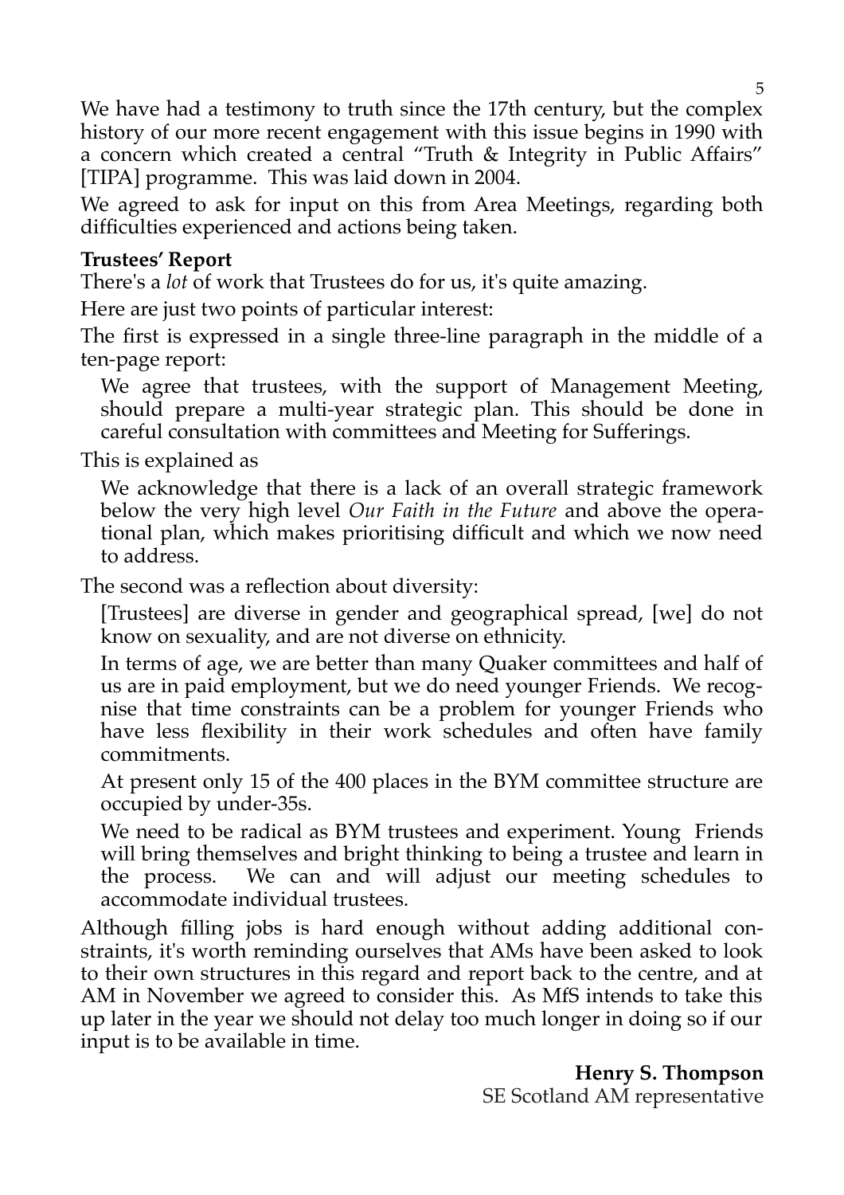We have had a testimony to truth since the 17th century, but the complex history of our more recent engagement with this issue begins in 1990 with a concern which created a central "Truth & Integrity in Public Affairs" [TIPA] programme. This was laid down in 2004.

We agreed to ask for input on this from Area Meetings, regarding both difficulties experienced and actions being taken.

**Trustees' Report**

There's a *lot* of work that Trustees do for us, it's quite amazing.

Here are just two points of particular interest:

The first is expressed in a single three-line paragraph in the middle of a ten-page report:

> We agree that trustees, with the support of Management Meeting, should prepare a multi-year strategic plan. This should be done in careful consultation with committees and Meeting for Sufferings.

This is explained as

> We acknowledge that there is a lack of an overall strategic framework below the very high level *Our Faith in the Future* and above the operational plan, which makes prioritising difficult and which we now need to address.

The second was a reflection about diversity:

> [Trustees] are diverse in gender and geographical spread, [we] do not know on sexuality, and are not diverse on ethnicity.
>
> In terms of age, we are better than many Quaker committees and half of us are in paid employment, but we do need younger Friends. We recognise that time constraints can be a problem for younger Friends who have less flexibility in their work schedules and often have family commitments.
>
> At present only 15 of the 400 places in the BYM committee structure are occupied by under-35s.
>
> We need to be radical as BYM trustees and experiment. Young Friends will bring themselves and bright thinking to being a trustee and learn in the process. We can and will adjust our meeting schedules to accommodate individual trustees.

Although filling jobs is hard enough without adding additional constraints, it's worth reminding ourselves that AMs have been asked to look to their own structures in this regard and report back to the centre, and at AM in November we agreed to consider this. As MfS intends to take this up later in the year we should not delay too much longer in doing so if our input is to be available in time.

**Henry S. Thompson**
SE Scotland AM representative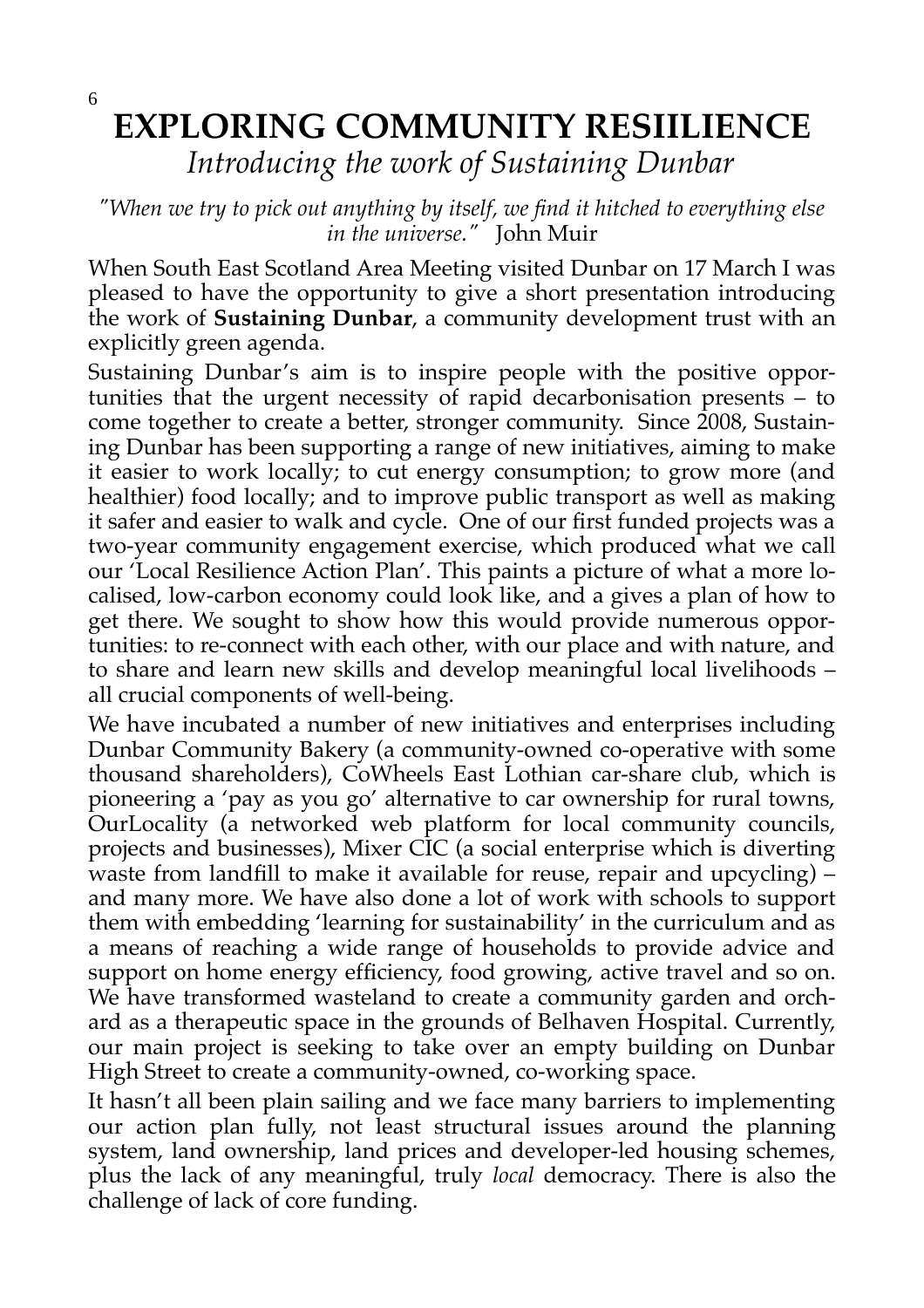# EXPLORING COMMUNITY RESIILIENCE

*Introducing the work of Sustaining Dunbar*

*"When we try to pick out anything by itself, we find it hitched to everything else in the universe."* John Muir

When South East Scotland Area Meeting visited Dunbar on 17 March I was pleased to have the opportunity to give a short presentation introducing the work of **Sustaining Dunbar**, a community development trust with an explicitly green agenda.

Sustaining Dunbar's aim is to inspire people with the positive opportunities that the urgent necessity of rapid decarbonisation presents – to come together to create a better, stronger community. Since 2008, Sustaining Dunbar has been supporting a range of new initiatives, aiming to make it easier to work locally; to cut energy consumption; to grow more (and healthier) food locally; and to improve public transport as well as making it safer and easier to walk and cycle. One of our first funded projects was a two-year community engagement exercise, which produced what we call our 'Local Resilience Action Plan'. This paints a picture of what a more localised, low-carbon economy could look like, and a gives a plan of how to get there. We sought to show how this would provide numerous opportunities: to re-connect with each other, with our place and with nature, and to share and learn new skills and develop meaningful local livelihoods – all crucial components of well-being.

We have incubated a number of new initiatives and enterprises including Dunbar Community Bakery (a community-owned co-operative with some thousand shareholders), CoWheels East Lothian car-share club, which is pioneering a 'pay as you go' alternative to car ownership for rural towns, OurLocality (a networked web platform for local community councils, projects and businesses), Mixer CIC (a social enterprise which is diverting waste from landfill to make it available for reuse, repair and upcycling) – and many more. We have also done a lot of work with schools to support them with embedding 'learning for sustainability' in the curriculum and as a means of reaching a wide range of households to provide advice and support on home energy efficiency, food growing, active travel and so on. We have transformed wasteland to create a community garden and orchard as a therapeutic space in the grounds of Belhaven Hospital. Currently, our main project is seeking to take over an empty building on Dunbar High Street to create a community-owned, co-working space.

It hasn't all been plain sailing and we face many barriers to implementing our action plan fully, not least structural issues around the planning system, land ownership, land prices and developer-led housing schemes, plus the lack of any meaningful, truly *local* democracy. There is also the challenge of lack of core funding.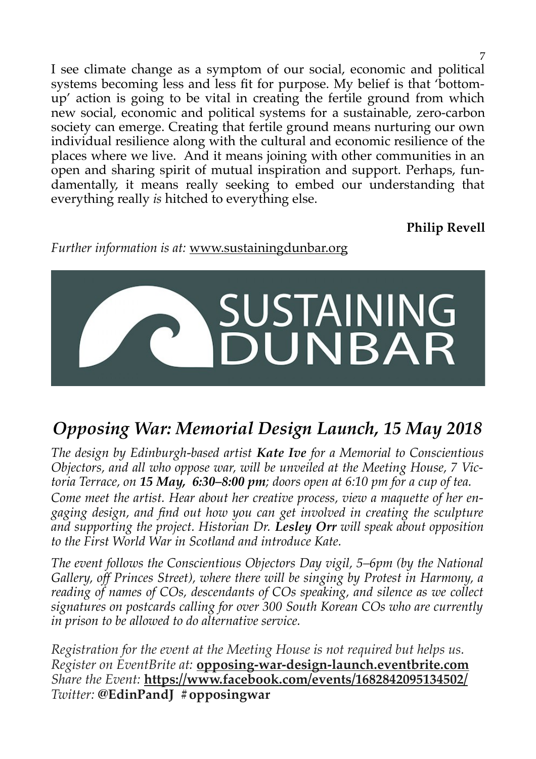I see climate change as a symptom of our social, economic and political systems becoming less and less fit for purpose. My belief is that 'bottom-up' action is going to be vital in creating the fertile ground from which new social, economic and political systems for a sustainable, zero-carbon society can emerge. Creating that fertile ground means nurturing our own individual resilience along with the cultural and economic resilience of the places where we live. And it means joining with other communities in an open and sharing spirit of mutual inspiration and support. Perhaps, fundamentally, it means really seeking to embed our understanding that everything really *is* hitched to everything else.

**Philip Revell**

*Further information is at:* www.sustainingdunbar.org

SUSTAINING DUNBAR

## *Opposing War: Memorial Design Launch, 15 May 2018*

*The design by Edinburgh-based artist **Kate Ive** for a Memorial to Conscientious Objectors, and all who oppose war, will be unveiled at the Meeting House, 7 Victoria Terrace, on **15 May, 6:30–8:00 pm**; doors open at 6:10 pm for a cup of tea.*

*Come meet the artist. Hear about her creative process, view a maquette of her engaging design, and find out how you can get involved in creating the sculpture and supporting the project. Historian Dr. **Lesley Orr** will speak about opposition to the First World War in Scotland and introduce Kate.*

*The event follows the Conscientious Objectors Day vigil, 5–6pm (by the National Gallery, off Princes Street), where there will be singing by Protest in Harmony, a reading of names of COs, descendants of COs speaking, and silence as we collect signatures on postcards calling for over 300 South Korean COs who are currently in prison to be allowed to do alternative service.*

*Registration for the event at the Meeting House is not required but helps us.*
*Register on EventBrite at:* **opposing-war-design-launch.eventbrite.com**
*Share the Event:* **https://www.facebook.com/events/1682842095134502/**
*Twitter:* **@EdinPandJ #opposingwar**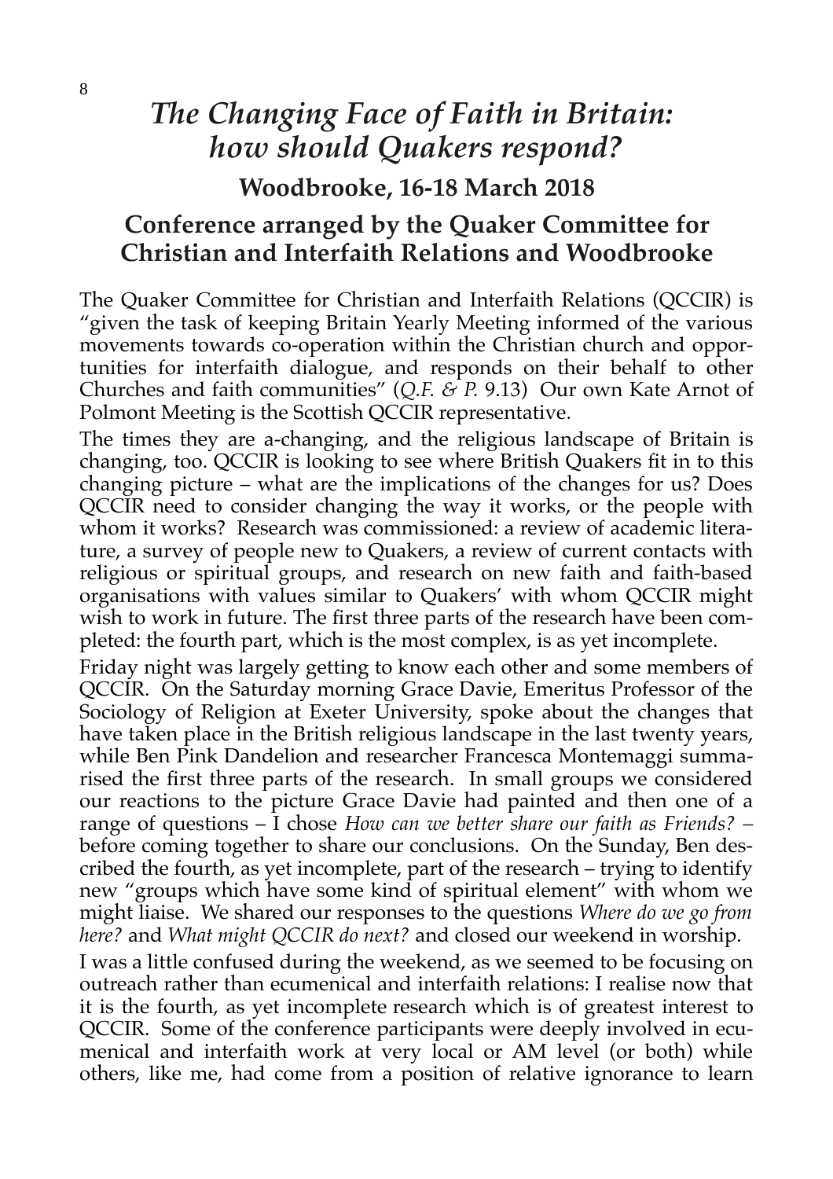# *The Changing Face of Faith in Britain: how should Quakers respond?*

## Woodbrooke, 16-18 March 2018

## Conference arranged by the Quaker Committee for Christian and Interfaith Relations and Woodbrooke

The Quaker Committee for Christian and Interfaith Relations (QCCIR) is "given the task of keeping Britain Yearly Meeting informed of the various movements towards co-operation within the Christian church and opportunities for interfaith dialogue, and responds on their behalf to other Churches and faith communities" (*Q.F. & P.* 9.13) Our own Kate Arnot of Polmont Meeting is the Scottish QCCIR representative.

The times they are a-changing, and the religious landscape of Britain is changing, too. QCCIR is looking to see where British Quakers fit in to this changing picture – what are the implications of the changes for us? Does QCCIR need to consider changing the way it works, or the people with whom it works? Research was commissioned: a review of academic literature, a survey of people new to Quakers, a review of current contacts with religious or spiritual groups, and research on new faith and faith-based organisations with values similar to Quakers' with whom QCCIR might wish to work in future. The first three parts of the research have been completed: the fourth part, which is the most complex, is as yet incomplete.

Friday night was largely getting to know each other and some members of QCCIR. On the Saturday morning Grace Davie, Emeritus Professor of the Sociology of Religion at Exeter University, spoke about the changes that have taken place in the British religious landscape in the last twenty years, while Ben Pink Dandelion and researcher Francesca Montemaggi summarised the first three parts of the research. In small groups we considered our reactions to the picture Grace Davie had painted and then one of a range of questions – I chose *How can we better share our faith as Friends?* – before coming together to share our conclusions. On the Sunday, Ben described the fourth, as yet incomplete, part of the research – trying to identify new "groups which have some kind of spiritual element" with whom we might liaise. We shared our responses to the questions *Where do we go from here?* and *What might QCCIR do next?* and closed our weekend in worship.

I was a little confused during the weekend, as we seemed to be focusing on outreach rather than ecumenical and interfaith relations: I realise now that it is the fourth, as yet incomplete research which is of greatest interest to QCCIR. Some of the conference participants were deeply involved in ecumenical and interfaith work at very local or AM level (or both) while others, like me, had come from a position of relative ignorance to learn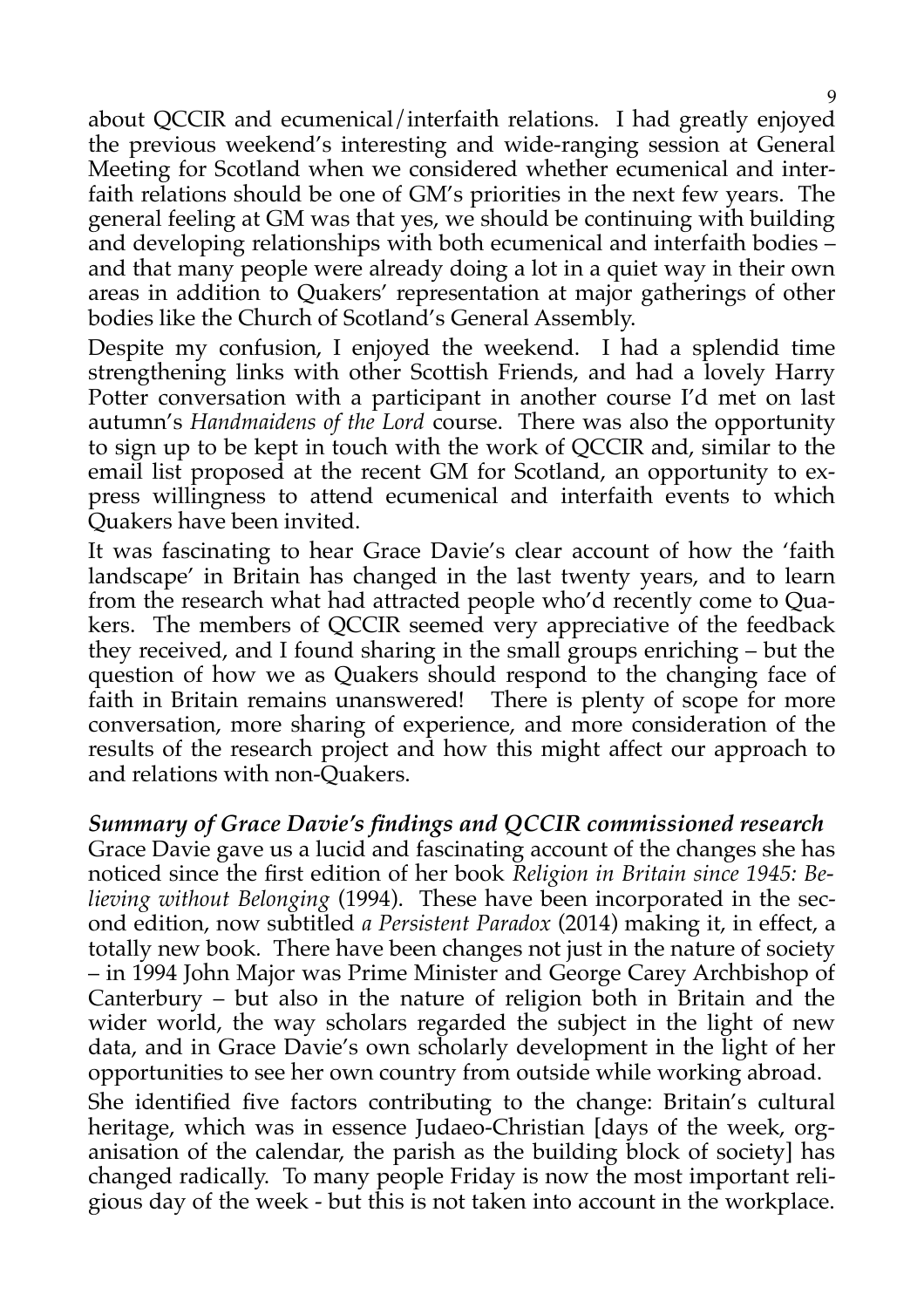about QCCIR and ecumenical/interfaith relations. I had greatly enjoyed the previous weekend's interesting and wide-ranging session at General Meeting for Scotland when we considered whether ecumenical and interfaith relations should be one of GM's priorities in the next few years. The general feeling at GM was that yes, we should be continuing with building and developing relationships with both ecumenical and interfaith bodies – and that many people were already doing a lot in a quiet way in their own areas in addition to Quakers' representation at major gatherings of other bodies like the Church of Scotland's General Assembly.

Despite my confusion, I enjoyed the weekend. I had a splendid time strengthening links with other Scottish Friends, and had a lovely Harry Potter conversation with a participant in another course I'd met on last autumn's *Handmaidens of the Lord* course. There was also the opportunity to sign up to be kept in touch with the work of QCCIR and, similar to the email list proposed at the recent GM for Scotland, an opportunity to express willingness to attend ecumenical and interfaith events to which Quakers have been invited.

It was fascinating to hear Grace Davie's clear account of how the 'faith landscape' in Britain has changed in the last twenty years, and to learn from the research what had attracted people who'd recently come to Quakers. The members of QCCIR seemed very appreciative of the feedback they received, and I found sharing in the small groups enriching – but the question of how we as Quakers should respond to the changing face of faith in Britain remains unanswered! There is plenty of scope for more conversation, more sharing of experience, and more consideration of the results of the research project and how this might affect our approach to and relations with non-Quakers.

***Summary of Grace Davie's findings and QCCIR commissioned research***

Grace Davie gave us a lucid and fascinating account of the changes she has noticed since the first edition of her book *Religion in Britain since 1945: Believing without Belonging* (1994). These have been incorporated in the second edition, now subtitled *a Persistent Paradox* (2014) making it, in effect, a totally new book. There have been changes not just in the nature of society – in 1994 John Major was Prime Minister and George Carey Archbishop of Canterbury – but also in the nature of religion both in Britain and the wider world, the way scholars regarded the subject in the light of new data, and in Grace Davie's own scholarly development in the light of her opportunities to see her own country from outside while working abroad.

She identified five factors contributing to the change: Britain's cultural heritage, which was in essence Judaeo-Christian [days of the week, organisation of the calendar, the parish as the building block of society] has changed radically. To many people Friday is now the most important religious day of the week - but this is not taken into account in the workplace.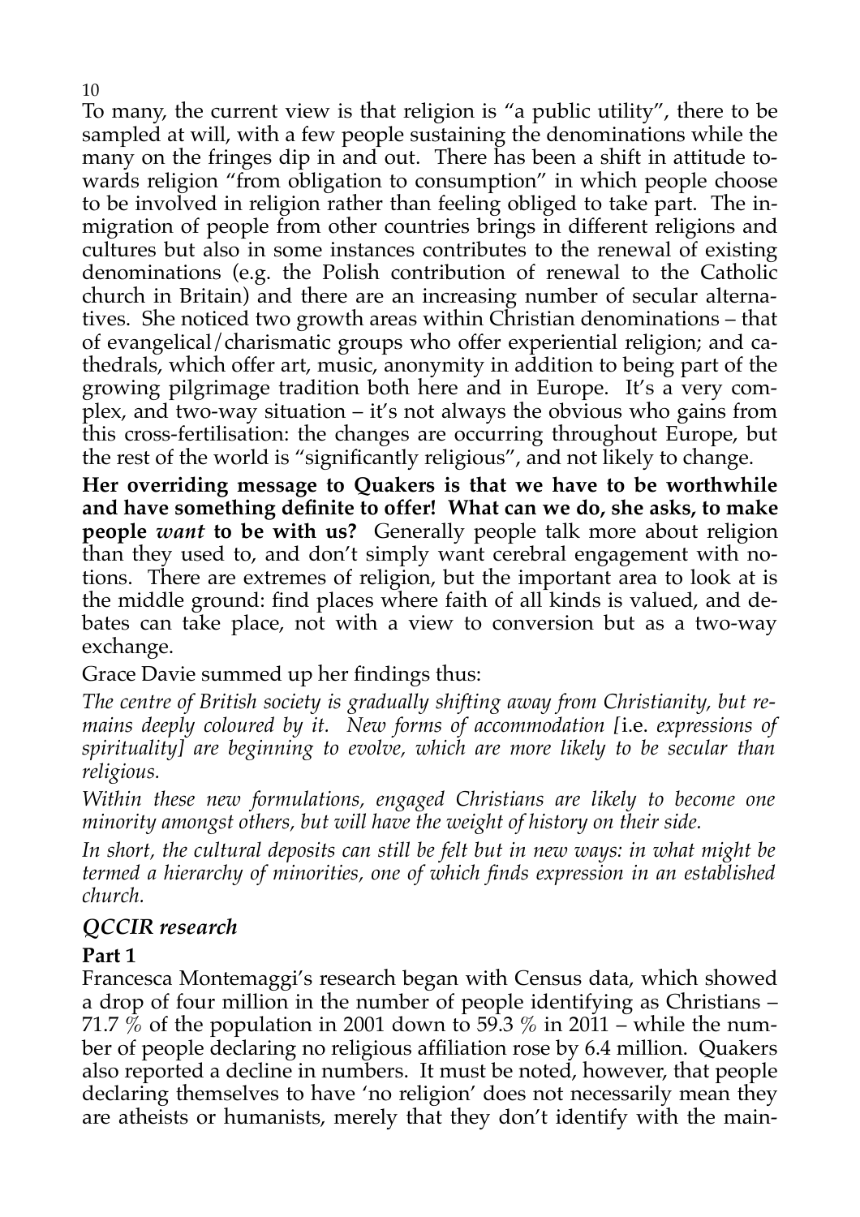To many, the current view is that religion is "a public utility", there to be sampled at will, with a few people sustaining the denominations while the many on the fringes dip in and out. There has been a shift in attitude towards religion "from obligation to consumption" in which people choose to be involved in religion rather than feeling obliged to take part. The immigration of people from other countries brings in different religions and cultures but also in some instances contributes to the renewal of existing denominations (e.g. the Polish contribution of renewal to the Catholic church in Britain) and there are an increasing number of secular alternatives. She noticed two growth areas within Christian denominations – that of evangelical/charismatic groups who offer experiential religion; and cathedrals, which offer art, music, anonymity in addition to being part of the growing pilgrimage tradition both here and in Europe. It's a very complex, and two-way situation – it's not always the obvious who gains from this cross-fertilisation: the changes are occurring throughout Europe, but the rest of the world is "significantly religious", and not likely to change.

**Her overriding message to Quakers is that we have to be worthwhile and have something definite to offer! What can we do, she asks, to make people *want* to be with us?** Generally people talk more about religion than they used to, and don't simply want cerebral engagement with notions. There are extremes of religion, but the important area to look at is the middle ground: find places where faith of all kinds is valued, and debates can take place, not with a view to conversion but as a two-way exchange.

Grace Davie summed up her findings thus:

*The centre of British society is gradually shifting away from Christianity, but remains deeply coloured by it. New forms of accommodation [*i.e. *expressions of spirituality] are beginning to evolve, which are more likely to be secular than religious.*

*Within these new formulations, engaged Christians are likely to become one minority amongst others, but will have the weight of history on their side.*

*In short, the cultural deposits can still be felt but in new ways: in what might be termed a hierarchy of minorities, one of which finds expression in an established church.*

### *QCCIR research*

**Part 1**

Francesca Montemaggi's research began with Census data, which showed a drop of four million in the number of people identifying as Christians – 71.7 % of the population in 2001 down to 59.3 % in 2011 – while the number of people declaring no religious affiliation rose by 6.4 million. Quakers also reported a decline in numbers. It must be noted, however, that people declaring themselves to have 'no religion' does not necessarily mean they are atheists or humanists, merely that they don't identify with the main-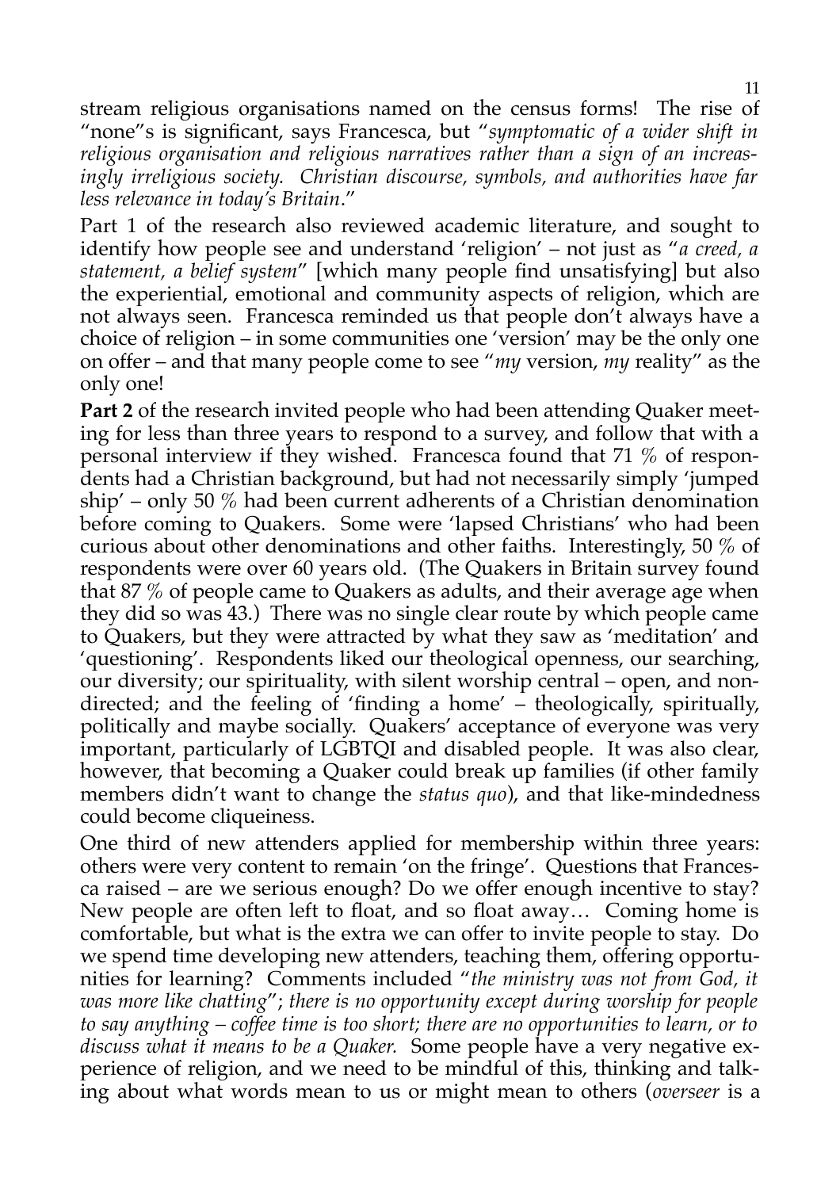stream religious organisations named on the census forms! The rise of "none"s is significant, says Francesca, but "*symptomatic of a wider shift in religious organisation and religious narratives rather than a sign of an increasingly irreligious society. Christian discourse, symbols, and authorities have far less relevance in today's Britain*."

Part 1 of the research also reviewed academic literature, and sought to identify how people see and understand 'religion' – not just as "*a creed, a statement, a belief system*" [which many people find unsatisfying] but also the experiential, emotional and community aspects of religion, which are not always seen. Francesca reminded us that people don't always have a choice of religion – in some communities one 'version' may be the only one on offer – and that many people come to see "*my* version, *my* reality" as the only one!

**Part 2** of the research invited people who had been attending Quaker meeting for less than three years to respond to a survey, and follow that with a personal interview if they wished. Francesca found that 71 % of respondents had a Christian background, but had not necessarily simply 'jumped ship' – only 50 % had been current adherents of a Christian denomination before coming to Quakers. Some were 'lapsed Christians' who had been curious about other denominations and other faiths. Interestingly, 50 % of respondents were over 60 years old. (The Quakers in Britain survey found that 87 % of people came to Quakers as adults, and their average age when they did so was 43.) There was no single clear route by which people came to Quakers, but they were attracted by what they saw as 'meditation' and 'questioning'. Respondents liked our theological openness, our searching, our diversity; our spirituality, with silent worship central – open, and non-directed; and the feeling of 'finding a home' – theologically, spiritually, politically and maybe socially. Quakers' acceptance of everyone was very important, particularly of LGBTQI and disabled people. It was also clear, however, that becoming a Quaker could break up families (if other family members didn't want to change the *status quo*), and that like-mindedness could become cliqueiness.

One third of new attenders applied for membership within three years: others were very content to remain 'on the fringe'. Questions that Francesca raised – are we serious enough? Do we offer enough incentive to stay? New people are often left to float, and so float away… Coming home is comfortable, but what is the extra we can offer to invite people to stay. Do we spend time developing new attenders, teaching them, offering opportunities for learning? Comments included "*the ministry was not from God, it was more like chatting*"; *there is no opportunity except during worship for people to say anything – coffee time is too short; there are no opportunities to learn, or to discuss what it means to be a Quaker.* Some people have a very negative experience of religion, and we need to be mindful of this, thinking and talking about what words mean to us or might mean to others (*overseer* is a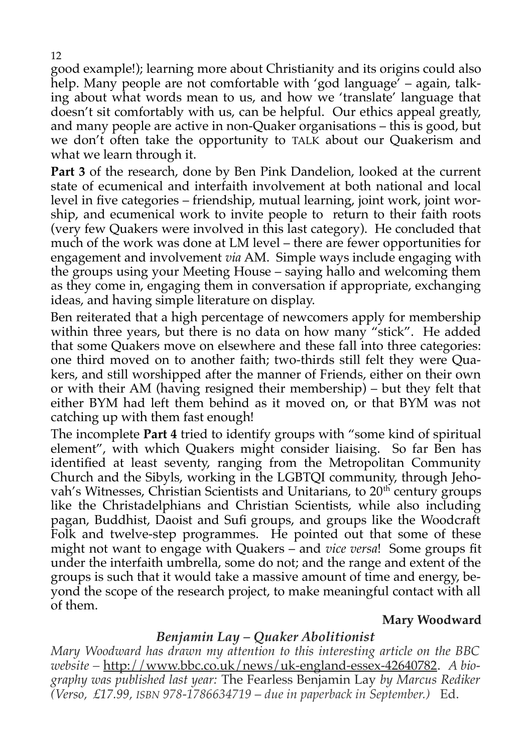good example!); learning more about Christianity and its origins could also help. Many people are not comfortable with 'god language' – again, talking about what words mean to us, and how we 'translate' language that doesn't sit comfortably with us, can be helpful. Our ethics appeal greatly, and many people are active in non-Quaker organisations – this is good, but we don't often take the opportunity to TALK about our Quakerism and what we learn through it.

**Part 3** of the research, done by Ben Pink Dandelion, looked at the current state of ecumenical and interfaith involvement at both national and local level in five categories – friendship, mutual learning, joint work, joint worship, and ecumenical work to invite people to return to their faith roots (very few Quakers were involved in this last category). He concluded that much of the work was done at LM level – there are fewer opportunities for engagement and involvement *via* AM. Simple ways include engaging with the groups using your Meeting House – saying hallo and welcoming them as they come in, engaging them in conversation if appropriate, exchanging ideas, and having simple literature on display.

Ben reiterated that a high percentage of newcomers apply for membership within three years, but there is no data on how many "stick". He added that some Quakers move on elsewhere and these fall into three categories: one third moved on to another faith; two-thirds still felt they were Quakers, and still worshipped after the manner of Friends, either on their own or with their AM (having resigned their membership) – but they felt that either BYM had left them behind as it moved on, or that BYM was not catching up with them fast enough!

The incomplete **Part 4** tried to identify groups with "some kind of spiritual element", with which Quakers might consider liaising. So far Ben has identified at least seventy, ranging from the Metropolitan Community Church and the Sibyls, working in the LGBTQI community, through Jehovah's Witnesses, Christian Scientists and Unitarians, to 20th century groups like the Christadelphians and Christian Scientists, while also including pagan, Buddhist, Daoist and Sufi groups, and groups like the Woodcraft Folk and twelve-step programmes. He pointed out that some of these might not want to engage with Quakers – and *vice versa*! Some groups fit under the interfaith umbrella, some do not; and the range and extent of the groups is such that it would take a massive amount of time and energy, beyond the scope of the research project, to make meaningful contact with all of them.

**Mary Woodward**

### *Benjamin Lay – Quaker Abolitionist*

*Mary Woodward has drawn my attention to this interesting article on the BBC website –* http://www.bbc.co.uk/news/uk-england-essex-42640782. *A biography was published last year:* The Fearless Benjamin Lay *by Marcus Rediker (Verso, £17.99, ISBN 978-1786634719 – due in paperback in September.)* Ed.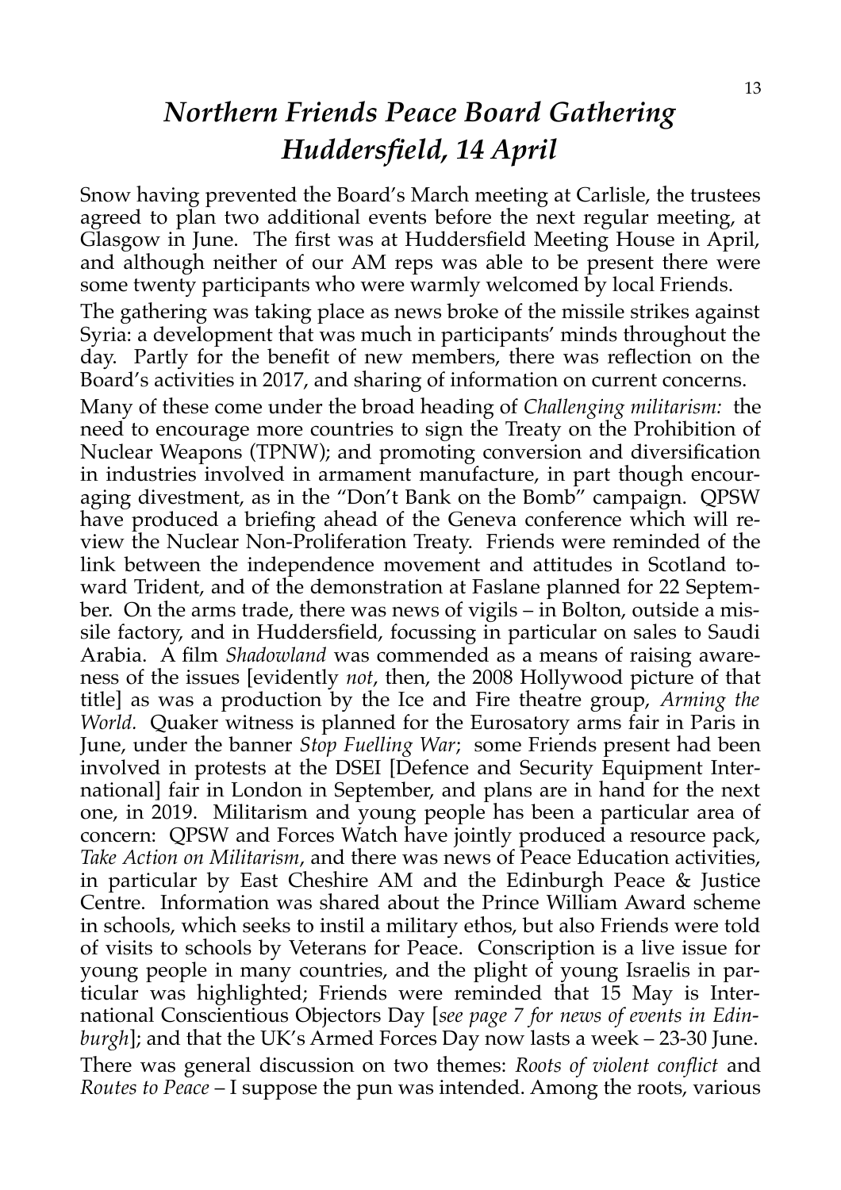# *Northern Friends Peace Board Gathering Huddersfield, 14 April*

Snow having prevented the Board's March meeting at Carlisle, the trustees agreed to plan two additional events before the next regular meeting, at Glasgow in June. The first was at Huddersfield Meeting House in April, and although neither of our AM reps was able to be present there were some twenty participants who were warmly welcomed by local Friends.

The gathering was taking place as news broke of the missile strikes against Syria: a development that was much in participants' minds throughout the day. Partly for the benefit of new members, there was reflection on the Board's activities in 2017, and sharing of information on current concerns.

Many of these come under the broad heading of *Challenging militarism:* the need to encourage more countries to sign the Treaty on the Prohibition of Nuclear Weapons (TPNW); and promoting conversion and diversification in industries involved in armament manufacture, in part though encouraging divestment, as in the "Don't Bank on the Bomb" campaign. QPSW have produced a briefing ahead of the Geneva conference which will review the Nuclear Non-Proliferation Treaty. Friends were reminded of the link between the independence movement and attitudes in Scotland toward Trident, and of the demonstration at Faslane planned for 22 September. On the arms trade, there was news of vigils – in Bolton, outside a missile factory, and in Huddersfield, focussing in particular on sales to Saudi Arabia. A film *Shadowland* was commended as a means of raising awareness of the issues [evidently *not*, then, the 2008 Hollywood picture of that title] as was a production by the Ice and Fire theatre group, *Arming the World.* Quaker witness is planned for the Eurosatory arms fair in Paris in June, under the banner *Stop Fuelling War*; some Friends present had been involved in protests at the DSEI [Defence and Security Equipment International] fair in London in September, and plans are in hand for the next one, in 2019. Militarism and young people has been a particular area of concern: QPSW and Forces Watch have jointly produced a resource pack, *Take Action on Militarism*, and there was news of Peace Education activities, in particular by East Cheshire AM and the Edinburgh Peace & Justice Centre. Information was shared about the Prince William Award scheme in schools, which seeks to instil a military ethos, but also Friends were told of visits to schools by Veterans for Peace. Conscription is a live issue for young people in many countries, and the plight of young Israelis in particular was highlighted; Friends were reminded that 15 May is International Conscientious Objectors Day [*see page 7 for news of events in Edinburgh*]; and that the UK's Armed Forces Day now lasts a week – 23-30 June.

There was general discussion on two themes: *Roots of violent conflict* and *Routes to Peace* – I suppose the pun was intended. Among the roots, various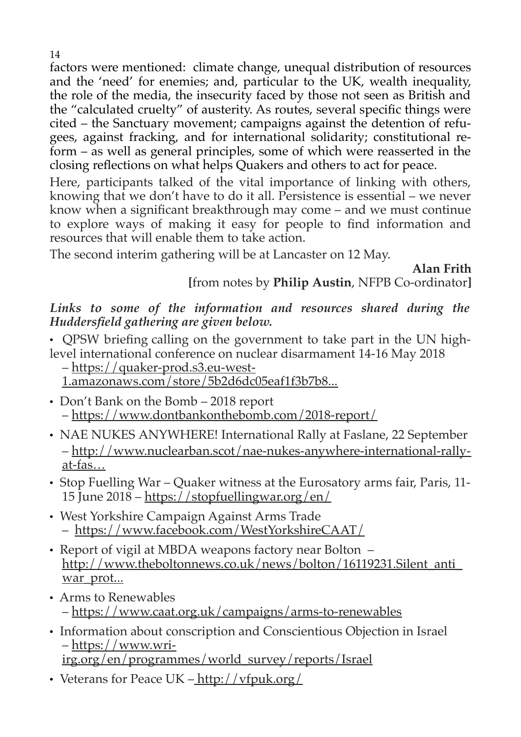factors were mentioned: climate change, unequal distribution of resources and the 'need' for enemies; and, particular to the UK, wealth inequality, the role of the media, the insecurity faced by those not seen as British and the "calculated cruelty" of austerity. As routes, several specific things were cited – the Sanctuary movement; campaigns against the detention of refugees, against fracking, and for international solidarity; constitutional reform – as well as general principles, some of which were reasserted in the closing reflections on what helps Quakers and others to act for peace.

Here, participants talked of the vital importance of linking with others, knowing that we don't have to do it all. Persistence is essential – we never know when a significant breakthrough may come – and we must continue to explore ways of making it easy for people to find information and resources that will enable them to take action.

The second interim gathering will be at Lancaster on 12 May.

**Alan Frith**
**[**from notes by **Philip Austin**, NFPB Co-ordinator**]**

***Links to some of the information and resources shared during the Huddersfield gathering are given below.***

- QPSW briefing calling on the government to take part in the UN high-level international conference on nuclear disarmament 14-16 May 2018 – https://quaker-prod.s3.eu-west-1.amazonaws.com/store/5b2d6dc05eaf1f3b7b8...
- Don't Bank on the Bomb – 2018 report – https://www.dontbankonthebomb.com/2018-report/
- NAE NUKES ANYWHERE! International Rally at Faslane, 22 September – http://www.nuclearban.scot/nae-nukes-anywhere-international-rally-at-fas…
- Stop Fuelling War – Quaker witness at the Eurosatory arms fair, Paris, 11-15 June 2018 – https://stopfuellingwar.org/en/
- West Yorkshire Campaign Against Arms Trade – https://www.facebook.com/WestYorkshireCAAT/
- Report of vigil at MBDA weapons factory near Bolton – http://www.theboltonnews.co.uk/news/bolton/16119231.Silent_anti_war_prot...
- Arms to Renewables – https://www.caat.org.uk/campaigns/arms-to-renewables
- Information about conscription and Conscientious Objection in Israel – https://www.wri-irg.org/en/programmes/world_survey/reports/Israel
- Veterans for Peace UK – http://vfpuk.org/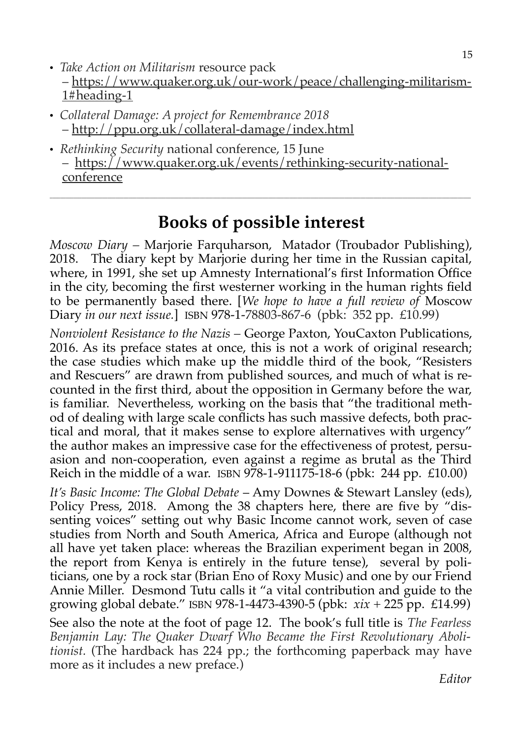- *Take Action on Militarism* resource pack – https://www.quaker.org.uk/our-work/peace/challenging-militarism-1#heading-1
- *Collateral Damage: A project for Remembrance 2018* – http://ppu.org.uk/collateral-damage/index.html
- *Rethinking Security* national conference, 15 June – https://www.quaker.org.uk/events/rethinking-security-national-conference

---

## Books of possible interest

*Moscow Diary* – Marjorie Farquharson, Matador (Troubador Publishing), 2018. The diary kept by Marjorie during her time in the Russian capital, where, in 1991, she set up Amnesty International's first Information Office in the city, becoming the first westerner working in the human rights field to be permanently based there. [*We hope to have a full review of* Moscow Diary *in our next issue.*] ISBN 978-1-78803-867-6 (pbk: 352 pp. £10.99)

*Nonviolent Resistance to the Nazis* – George Paxton, YouCaxton Publications, 2016. As its preface states at once, this is not a work of original research; the case studies which make up the middle third of the book, "Resisters and Rescuers" are drawn from published sources, and much of what is recounted in the first third, about the opposition in Germany before the war, is familiar. Nevertheless, working on the basis that "the traditional method of dealing with large scale conflicts has such massive defects, both practical and moral, that it makes sense to explore alternatives with urgency" the author makes an impressive case for the effectiveness of protest, persuasion and non-cooperation, even against a regime as brutal as the Third Reich in the middle of a war. ISBN 978-1-911175-18-6 (pbk: 244 pp. £10.00)

*It's Basic Income: The Global Debate* – Amy Downes & Stewart Lansley (eds), Policy Press, 2018. Among the 38 chapters here, there are five by "dissenting voices" setting out why Basic Income cannot work, seven of case studies from North and South America, Africa and Europe (although not all have yet taken place: whereas the Brazilian experiment began in 2008, the report from Kenya is entirely in the future tense), several by politicians, one by a rock star (Brian Eno of Roxy Music) and one by our Friend Annie Miller. Desmond Tutu calls it "a vital contribution and guide to the growing global debate." ISBN 978-1-4473-4390-5 (pbk: *xix* + 225 pp. £14.99)

See also the note at the foot of page 12. The book's full title is *The Fearless Benjamin Lay: The Quaker Dwarf Who Became the First Revolutionary Abolitionist.* (The hardback has 224 pp.; the forthcoming paperback may have more as it includes a new preface.)

*Editor*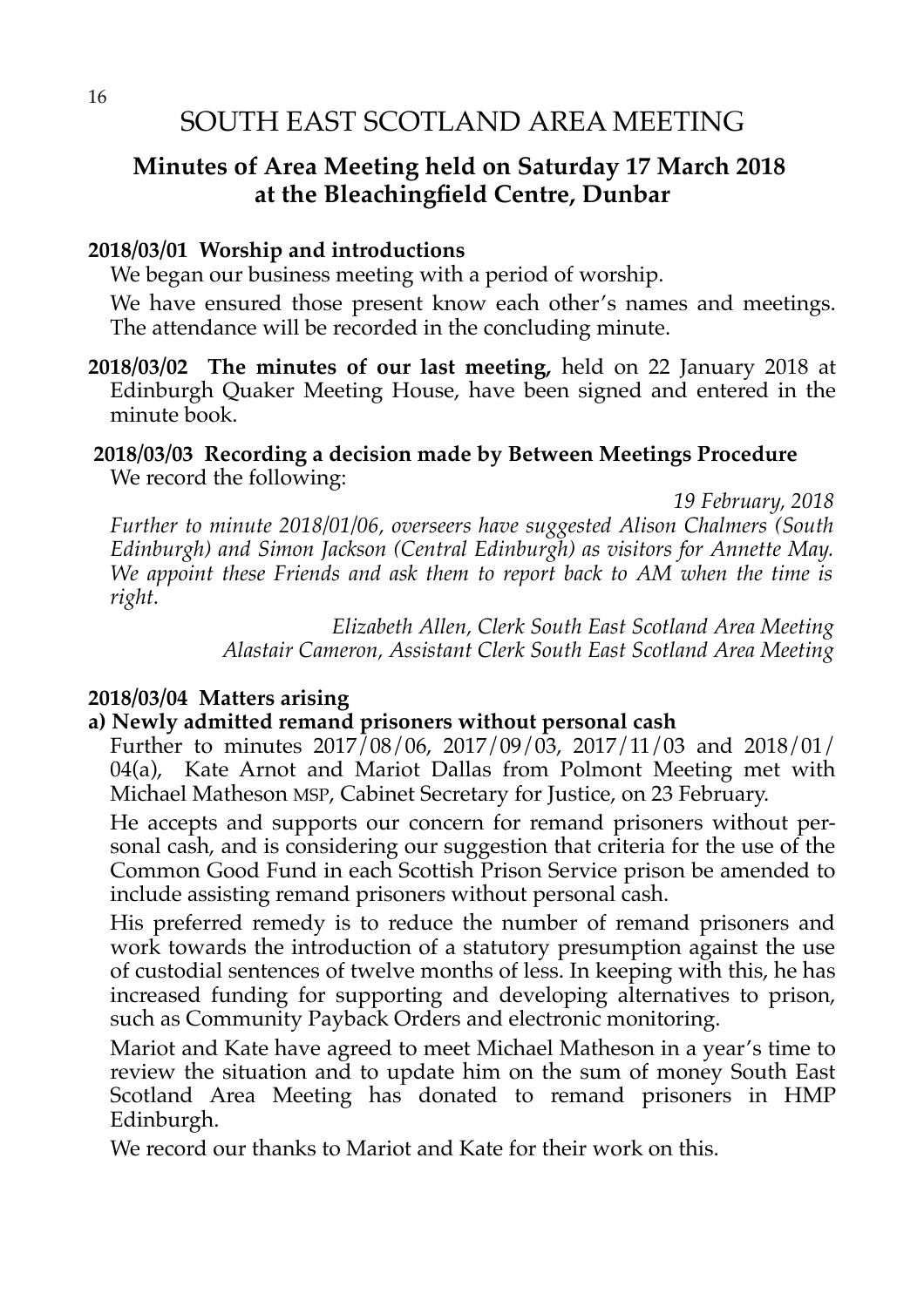# SOUTH EAST SCOTLAND AREA MEETING

## Minutes of Area Meeting held on Saturday 17 March 2018 at the Bleachingfield Centre, Dunbar

**2018/03/01 Worship and introductions**

We began our business meeting with a period of worship.

We have ensured those present know each other's names and meetings. The attendance will be recorded in the concluding minute.

**2018/03/02 The minutes of our last meeting,** held on 22 January 2018 at Edinburgh Quaker Meeting House, have been signed and entered in the minute book.

**2018/03/03 Recording a decision made by Between Meetings Procedure**

We record the following:

*19 February, 2018*

*Further to minute 2018/01/06, overseers have suggested Alison Chalmers (South Edinburgh) and Simon Jackson (Central Edinburgh) as visitors for Annette May. We appoint these Friends and ask them to report back to AM when the time is right.*

*Elizabeth Allen, Clerk South East Scotland Area Meeting*
*Alastair Cameron, Assistant Clerk South East Scotland Area Meeting*

**2018/03/04 Matters arising**

**a) Newly admitted remand prisoners without personal cash**

Further to minutes 2017/08/06, 2017/09/03, 2017/11/03 and 2018/01/04(a), Kate Arnot and Mariot Dallas from Polmont Meeting met with Michael Matheson MSP, Cabinet Secretary for Justice, on 23 February.

He accepts and supports our concern for remand prisoners without personal cash, and is considering our suggestion that criteria for the use of the Common Good Fund in each Scottish Prison Service prison be amended to include assisting remand prisoners without personal cash.

His preferred remedy is to reduce the number of remand prisoners and work towards the introduction of a statutory presumption against the use of custodial sentences of twelve months of less. In keeping with this, he has increased funding for supporting and developing alternatives to prison, such as Community Payback Orders and electronic monitoring.

Mariot and Kate have agreed to meet Michael Matheson in a year's time to review the situation and to update him on the sum of money South East Scotland Area Meeting has donated to remand prisoners in HMP Edinburgh.

We record our thanks to Mariot and Kate for their work on this.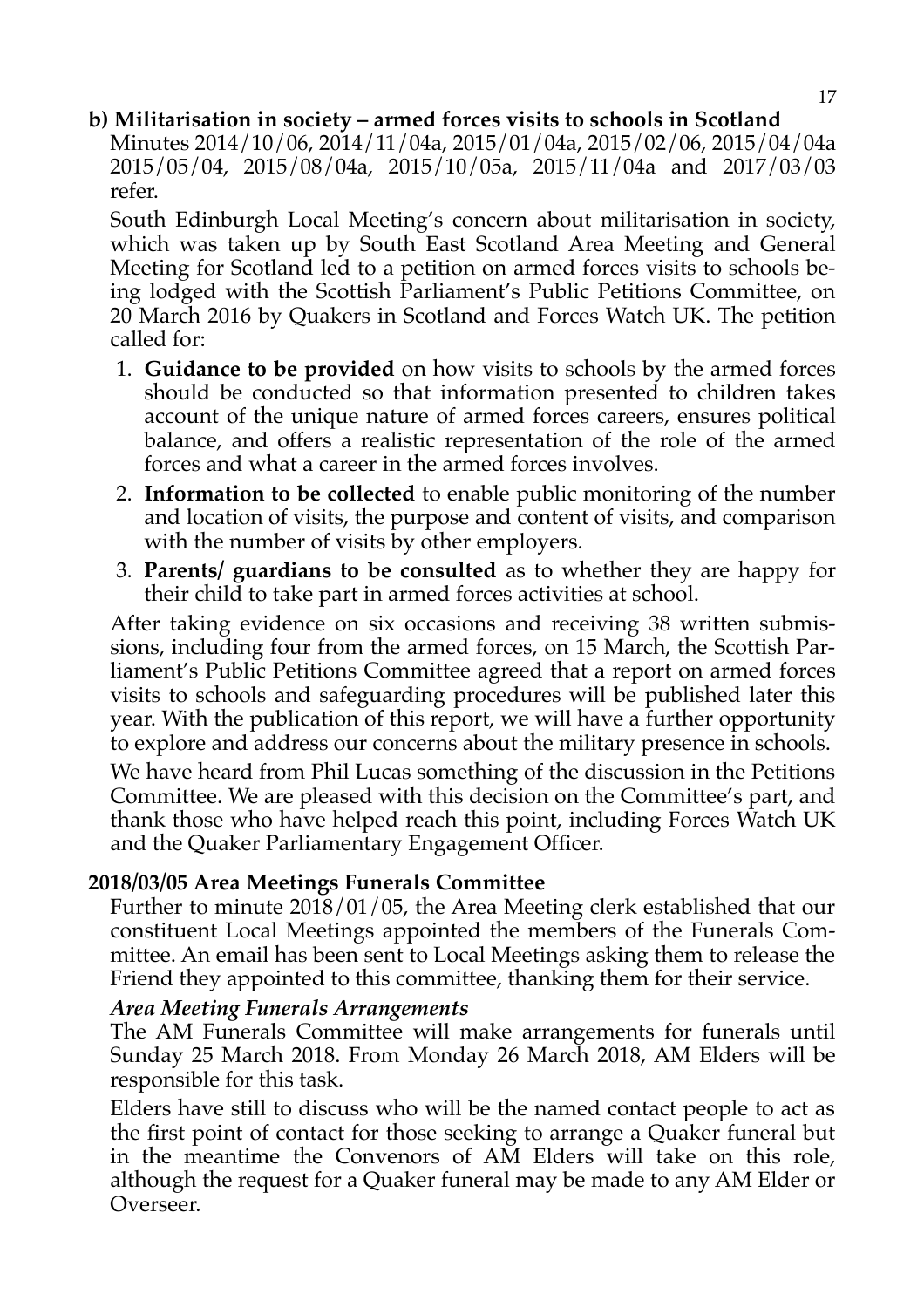**b) Militarisation in society – armed forces visits to schools in Scotland**

Minutes 2014/10/06, 2014/11/04a, 2015/01/04a, 2015/02/06, 2015/04/04a 2015/05/04, 2015/08/04a, 2015/10/05a, 2015/11/04a and 2017/03/03 refer.

South Edinburgh Local Meeting's concern about militarisation in society, which was taken up by South East Scotland Area Meeting and General Meeting for Scotland led to a petition on armed forces visits to schools being lodged with the Scottish Parliament's Public Petitions Committee, on 20 March 2016 by Quakers in Scotland and Forces Watch UK. The petition called for:

1. **Guidance to be provided** on how visits to schools by the armed forces should be conducted so that information presented to children takes account of the unique nature of armed forces careers, ensures political balance, and offers a realistic representation of the role of the armed forces and what a career in the armed forces involves.
2. **Information to be collected** to enable public monitoring of the number and location of visits, the purpose and content of visits, and comparison with the number of visits by other employers.
3. **Parents/ guardians to be consulted** as to whether they are happy for their child to take part in armed forces activities at school.

After taking evidence on six occasions and receiving 38 written submissions, including four from the armed forces, on 15 March, the Scottish Parliament's Public Petitions Committee agreed that a report on armed forces visits to schools and safeguarding procedures will be published later this year. With the publication of this report, we will have a further opportunity to explore and address our concerns about the military presence in schools.

We have heard from Phil Lucas something of the discussion in the Petitions Committee. We are pleased with this decision on the Committee's part, and thank those who have helped reach this point, including Forces Watch UK and the Quaker Parliamentary Engagement Officer.

**2018/03/05 Area Meetings Funerals Committee**

Further to minute 2018/01/05, the Area Meeting clerk established that our constituent Local Meetings appointed the members of the Funerals Committee. An email has been sent to Local Meetings asking them to release the Friend they appointed to this committee, thanking them for their service.

***Area Meeting Funerals Arrangements***

The AM Funerals Committee will make arrangements for funerals until Sunday 25 March 2018. From Monday 26 March 2018, AM Elders will be responsible for this task.

Elders have still to discuss who will be the named contact people to act as the first point of contact for those seeking to arrange a Quaker funeral but in the meantime the Convenors of AM Elders will take on this role, although the request for a Quaker funeral may be made to any AM Elder or Overseer.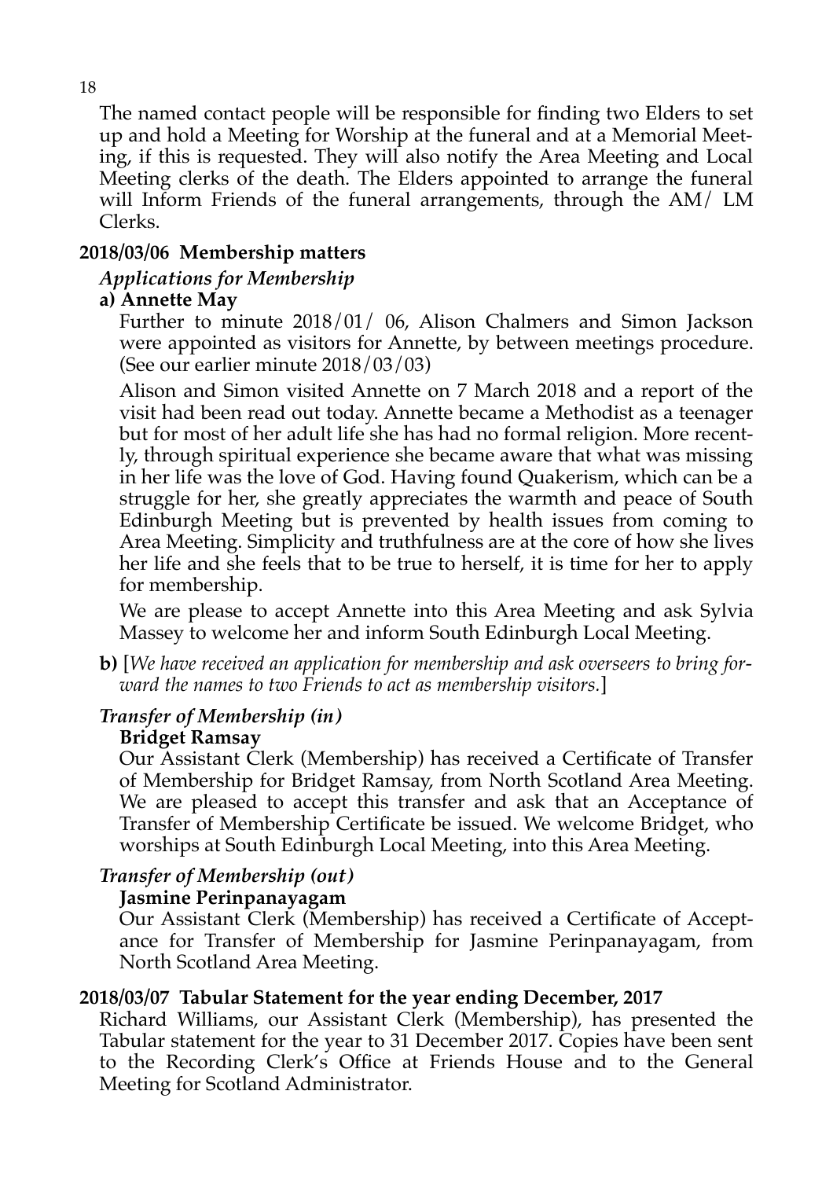The named contact people will be responsible for finding two Elders to set up and hold a Meeting for Worship at the funeral and at a Memorial Meeting, if this is requested. They will also notify the Area Meeting and Local Meeting clerks of the death. The Elders appointed to arrange the funeral will Inform Friends of the funeral arrangements, through the AM/ LM Clerks.

### 2018/03/06 Membership matters

#### *Applications for Membership*

**a) Annette May**

Further to minute 2018/01/ 06, Alison Chalmers and Simon Jackson were appointed as visitors for Annette, by between meetings procedure. (See our earlier minute 2018/03/03)

Alison and Simon visited Annette on 7 March 2018 and a report of the visit had been read out today. Annette became a Methodist as a teenager but for most of her adult life she has had no formal religion. More recently, through spiritual experience she became aware that what was missing in her life was the love of God. Having found Quakerism, which can be a struggle for her, she greatly appreciates the warmth and peace of South Edinburgh Meeting but is prevented by health issues from coming to Area Meeting. Simplicity and truthfulness are at the core of how she lives her life and she feels that to be true to herself, it is time for her to apply for membership.

We are please to accept Annette into this Area Meeting and ask Sylvia Massey to welcome her and inform South Edinburgh Local Meeting.

**b)** [*We have received an application for membership and ask overseers to bring forward the names to two Friends to act as membership visitors.*]

#### *Transfer of Membership (in)*

**Bridget Ramsay**

Our Assistant Clerk (Membership) has received a Certificate of Transfer of Membership for Bridget Ramsay, from North Scotland Area Meeting. We are pleased to accept this transfer and ask that an Acceptance of Transfer of Membership Certificate be issued. We welcome Bridget, who worships at South Edinburgh Local Meeting, into this Area Meeting.

#### *Transfer of Membership (out)*

**Jasmine Perinpanayagam**

Our Assistant Clerk (Membership) has received a Certificate of Acceptance for Transfer of Membership for Jasmine Perinpanayagam, from North Scotland Area Meeting.

### 2018/03/07 Tabular Statement for the year ending December, 2017

Richard Williams, our Assistant Clerk (Membership), has presented the Tabular statement for the year to 31 December 2017. Copies have been sent to the Recording Clerk's Office at Friends House and to the General Meeting for Scotland Administrator.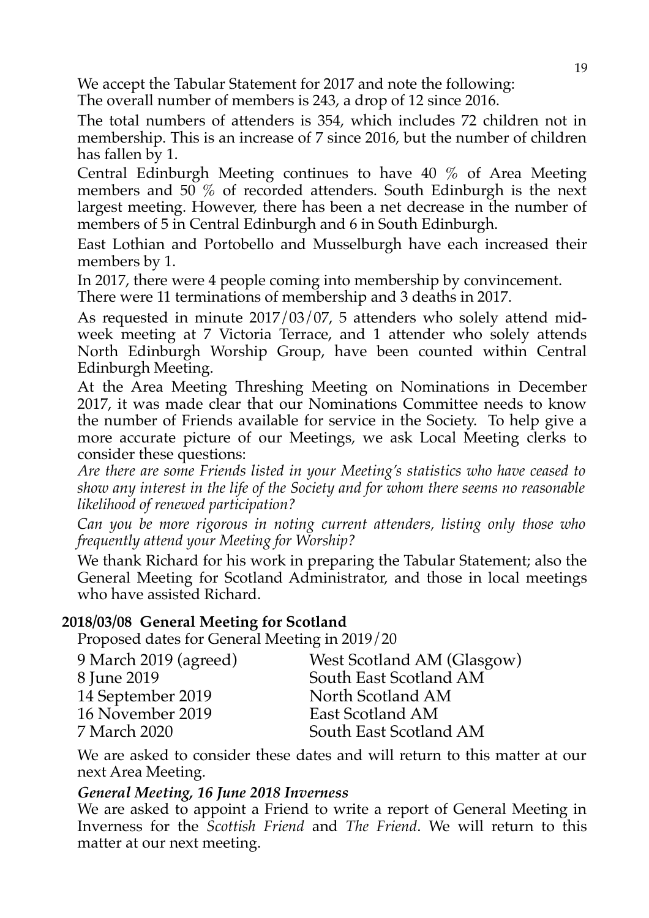We accept the Tabular Statement for 2017 and note the following:

The overall number of members is 243, a drop of 12 since 2016.

The total numbers of attenders is 354, which includes 72 children not in membership. This is an increase of 7 since 2016, but the number of children has fallen by 1.

Central Edinburgh Meeting continues to have 40 % of Area Meeting members and 50 % of recorded attenders. South Edinburgh is the next largest meeting. However, there has been a net decrease in the number of members of 5 in Central Edinburgh and 6 in South Edinburgh.

East Lothian and Portobello and Musselburgh have each increased their members by 1.

In 2017, there were 4 people coming into membership by convincement.

There were 11 terminations of membership and 3 deaths in 2017.

As requested in minute 2017/03/07, 5 attenders who solely attend mid-week meeting at 7 Victoria Terrace, and 1 attender who solely attends North Edinburgh Worship Group, have been counted within Central Edinburgh Meeting.

At the Area Meeting Threshing Meeting on Nominations in December 2017, it was made clear that our Nominations Committee needs to know the number of Friends available for service in the Society. To help give a more accurate picture of our Meetings, we ask Local Meeting clerks to consider these questions:

*Are there are some Friends listed in your Meeting's statistics who have ceased to show any interest in the life of the Society and for whom there seems no reasonable likelihood of renewed participation?*

*Can you be more rigorous in noting current attenders, listing only those who frequently attend your Meeting for Worship?*

We thank Richard for his work in preparing the Tabular Statement; also the General Meeting for Scotland Administrator, and those in local meetings who have assisted Richard.

**2018/03/08 General Meeting for Scotland**

Proposed dates for General Meeting in 2019/20

| | |
|---|---|
| 9 March 2019 (agreed) | West Scotland AM (Glasgow) |
| 8 June 2019 | South East Scotland AM |
| 14 September 2019 | North Scotland AM |
| 16 November 2019 | East Scotland AM |
| 7 March 2020 | South East Scotland AM |

We are asked to consider these dates and will return to this matter at our next Area Meeting.

***General Meeting, 16 June 2018 Inverness***

We are asked to appoint a Friend to write a report of General Meeting in Inverness for the *Scottish Friend* and *The Friend*. We will return to this matter at our next meeting.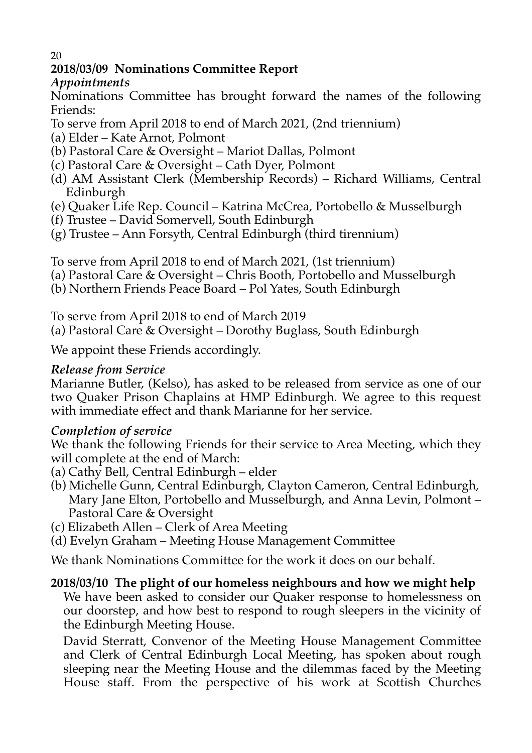## 2018/03/09 Nominations Committee Report

### *Appointments*

Nominations Committee has brought forward the names of the following Friends:

To serve from April 2018 to end of March 2021, (2nd triennium)

(a) Elder – Kate Arnot, Polmont
(b) Pastoral Care & Oversight – Mariot Dallas, Polmont
(c) Pastoral Care & Oversight – Cath Dyer, Polmont
(d) AM Assistant Clerk (Membership Records) – Richard Williams, Central Edinburgh
(e) Quaker Life Rep. Council – Katrina McCrea, Portobello & Musselburgh
(f) Trustee – David Somervell, South Edinburgh
(g) Trustee – Ann Forsyth, Central Edinburgh (third tirennium)

To serve from April 2018 to end of March 2021, (1st triennium)

(a) Pastoral Care & Oversight – Chris Booth, Portobello and Musselburgh
(b) Northern Friends Peace Board – Pol Yates, South Edinburgh

To serve from April 2018 to end of March 2019

(a) Pastoral Care & Oversight – Dorothy Buglass, South Edinburgh

We appoint these Friends accordingly.

### *Release from Service*

Marianne Butler, (Kelso), has asked to be released from service as one of our two Quaker Prison Chaplains at HMP Edinburgh. We agree to this request with immediate effect and thank Marianne for her service.

### *Completion of service*

We thank the following Friends for their service to Area Meeting, which they will complete at the end of March:

(a) Cathy Bell, Central Edinburgh – elder
(b) Michelle Gunn, Central Edinburgh, Clayton Cameron, Central Edinburgh, Mary Jane Elton, Portobello and Musselburgh, and Anna Levin, Polmont – Pastoral Care & Oversight
(c) Elizabeth Allen – Clerk of Area Meeting
(d) Evelyn Graham – Meeting House Management Committee

We thank Nominations Committee for the work it does on our behalf.

## 2018/03/10 The plight of our homeless neighbours and how we might help

We have been asked to consider our Quaker response to homelessness on our doorstep, and how best to respond to rough sleepers in the vicinity of the Edinburgh Meeting House.

David Sterratt, Convenor of the Meeting House Management Committee and Clerk of Central Edinburgh Local Meeting, has spoken about rough sleeping near the Meeting House and the dilemmas faced by the Meeting House staff. From the perspective of his work at Scottish Churches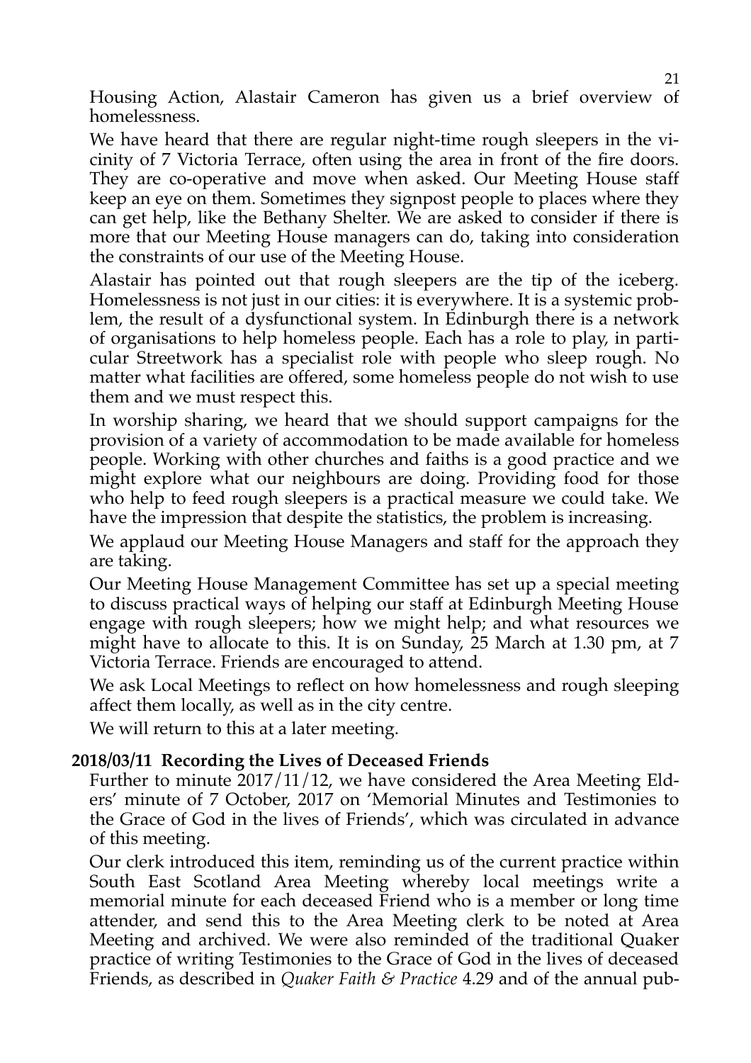Housing Action, Alastair Cameron has given us a brief overview of homelessness.

We have heard that there are regular night-time rough sleepers in the vicinity of 7 Victoria Terrace, often using the area in front of the fire doors. They are co-operative and move when asked. Our Meeting House staff keep an eye on them. Sometimes they signpost people to places where they can get help, like the Bethany Shelter. We are asked to consider if there is more that our Meeting House managers can do, taking into consideration the constraints of our use of the Meeting House.

Alastair has pointed out that rough sleepers are the tip of the iceberg. Homelessness is not just in our cities: it is everywhere. It is a systemic problem, the result of a dysfunctional system. In Edinburgh there is a network of organisations to help homeless people. Each has a role to play, in particular Streetwork has a specialist role with people who sleep rough. No matter what facilities are offered, some homeless people do not wish to use them and we must respect this.

In worship sharing, we heard that we should support campaigns for the provision of a variety of accommodation to be made available for homeless people. Working with other churches and faiths is a good practice and we might explore what our neighbours are doing. Providing food for those who help to feed rough sleepers is a practical measure we could take. We have the impression that despite the statistics, the problem is increasing.

We applaud our Meeting House Managers and staff for the approach they are taking.

Our Meeting House Management Committee has set up a special meeting to discuss practical ways of helping our staff at Edinburgh Meeting House engage with rough sleepers; how we might help; and what resources we might have to allocate to this. It is on Sunday, 25 March at 1.30 pm, at 7 Victoria Terrace. Friends are encouraged to attend.

We ask Local Meetings to reflect on how homelessness and rough sleeping affect them locally, as well as in the city centre.

We will return to this at a later meeting.

**2018/03/11 Recording the Lives of Deceased Friends**

Further to minute 2017/11/12, we have considered the Area Meeting Elders' minute of 7 October, 2017 on 'Memorial Minutes and Testimonies to the Grace of God in the lives of Friends', which was circulated in advance of this meeting.

Our clerk introduced this item, reminding us of the current practice within South East Scotland Area Meeting whereby local meetings write a memorial minute for each deceased Friend who is a member or long time attender, and send this to the Area Meeting clerk to be noted at Area Meeting and archived. We were also reminded of the traditional Quaker practice of writing Testimonies to the Grace of God in the lives of deceased Friends, as described in *Quaker Faith & Practice* 4.29 and of the annual pub-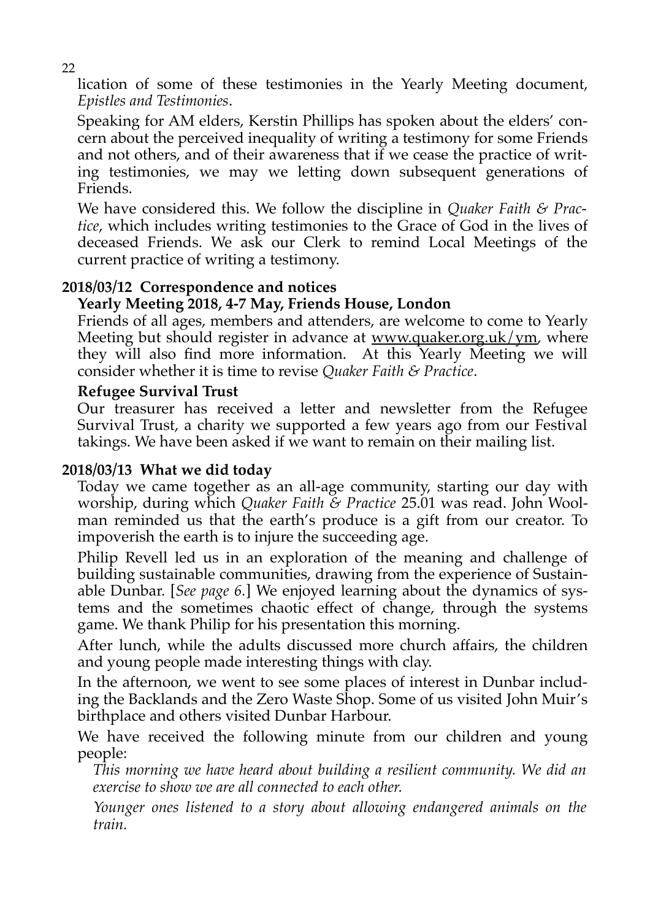lication of some of these testimonies in the Yearly Meeting document, *Epistles and Testimonies*.

Speaking for AM elders, Kerstin Phillips has spoken about the elders' concern about the perceived inequality of writing a testimony for some Friends and not others, and of their awareness that if we cease the practice of writing testimonies, we may we letting down subsequent generations of Friends.

We have considered this. We follow the discipline in *Quaker Faith & Practice*, which includes writing testimonies to the Grace of God in the lives of deceased Friends. We ask our Clerk to remind Local Meetings of the current practice of writing a testimony.

**2018/03/12 Correspondence and notices**

**Yearly Meeting 2018, 4-7 May, Friends House, London**

Friends of all ages, members and attenders, are welcome to come to Yearly Meeting but should register in advance at www.quaker.org.uk/ym, where they will also find more information. At this Yearly Meeting we will consider whether it is time to revise *Quaker Faith & Practice*.

**Refugee Survival Trust**

Our treasurer has received a letter and newsletter from the Refugee Survival Trust, a charity we supported a few years ago from our Festival takings. We have been asked if we want to remain on their mailing list.

**2018/03/13 What we did today**

Today we came together as an all-age community, starting our day with worship, during which *Quaker Faith & Practice* 25.01 was read. John Woolman reminded us that the earth's produce is a gift from our creator. To impoverish the earth is to injure the succeeding age.

Philip Revell led us in an exploration of the meaning and challenge of building sustainable communities, drawing from the experience of Sustainable Dunbar. [*See page 6.*] We enjoyed learning about the dynamics of systems and the sometimes chaotic effect of change, through the systems game. We thank Philip for his presentation this morning.

After lunch, while the adults discussed more church affairs, the children and young people made interesting things with clay.

In the afternoon, we went to see some places of interest in Dunbar including the Backlands and the Zero Waste Shop. Some of us visited John Muir's birthplace and others visited Dunbar Harbour.

We have received the following minute from our children and young people:

*This morning we have heard about building a resilient community. We did an exercise to show we are all connected to each other.*

*Younger ones listened to a story about allowing endangered animals on the train.*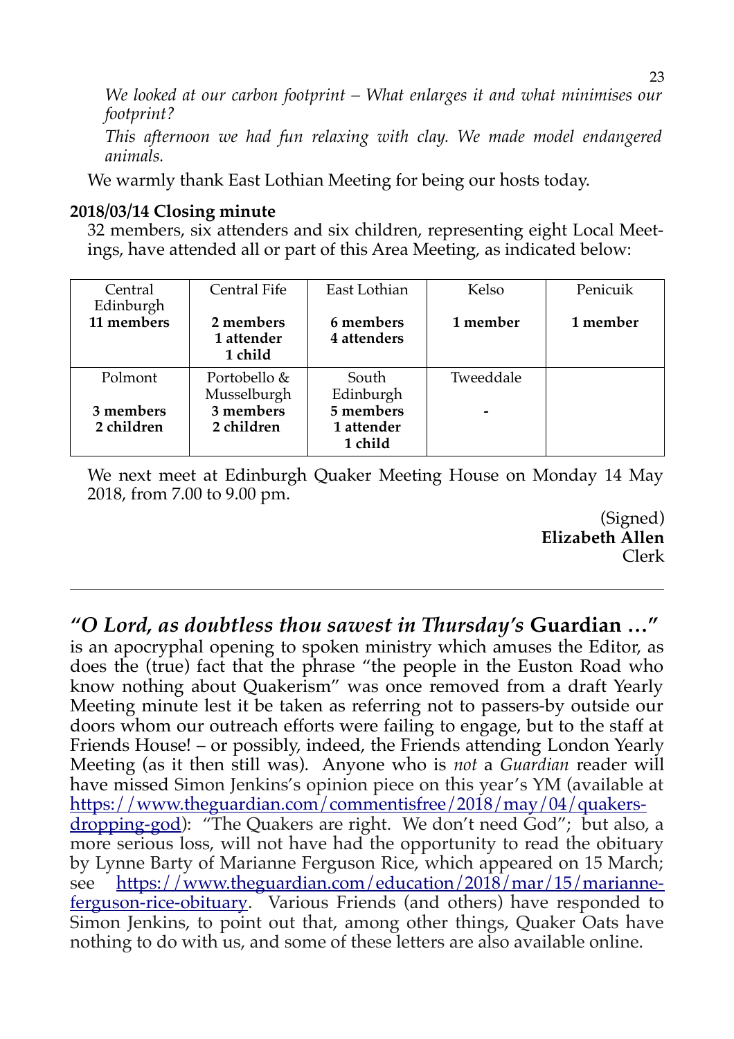*We looked at our carbon footprint – What enlarges it and what minimises our footprint?*

*This afternoon we had fun relaxing with clay. We made model endangered animals.*

We warmly thank East Lothian Meeting for being our hosts today.

**2018/03/14 Closing minute**

32 members, six attenders and six children, representing eight Local Meetings, have attended all or part of this Area Meeting, as indicated below:

| Central Edinburgh | Central Fife | East Lothian | Kelso | Penicuik |
|---|---|---|---|---|
| **11 members** | **2 members**<br>**1 attender**<br>**1 child** | **6 members**<br>**4 attenders** | **1 member** | **1 member** |
| Polmont | Portobello & Musselburgh | South Edinburgh | Tweeddale | |
| **3 members**<br>**2 children** | **3 members**<br>**2 children** | **5 members**<br>**1 attender**<br>**1 child** | **-** | |

We next meet at Edinburgh Quaker Meeting House on Monday 14 May 2018, from 7.00 to 9.00 pm.

(Signed)
**Elizabeth Allen**
Clerk

---

***"O Lord, as doubtless thou sawest in Thursday's* Guardian …"**
is an apocryphal opening to spoken ministry which amuses the Editor, as does the (true) fact that the phrase "the people in the Euston Road who know nothing about Quakerism" was once removed from a draft Yearly Meeting minute lest it be taken as referring not to passers-by outside our doors whom our outreach efforts were failing to engage, but to the staff at Friends House! – or possibly, indeed, the Friends attending London Yearly Meeting (as it then still was). Anyone who is *not* a *Guardian* reader will have missed Simon Jenkins's opinion piece on this year's YM (available at https://www.theguardian.com/commentisfree/2018/may/04/quakers-dropping-god): "The Quakers are right. We don't need God"; but also, a more serious loss, will not have had the opportunity to read the obituary by Lynne Barty of Marianne Ferguson Rice, which appeared on 15 March; see https://www.theguardian.com/education/2018/mar/15/marianne-ferguson-rice-obituary. Various Friends (and others) have responded to Simon Jenkins, to point out that, among other things, Quaker Oats have nothing to do with us, and some of these letters are also available online.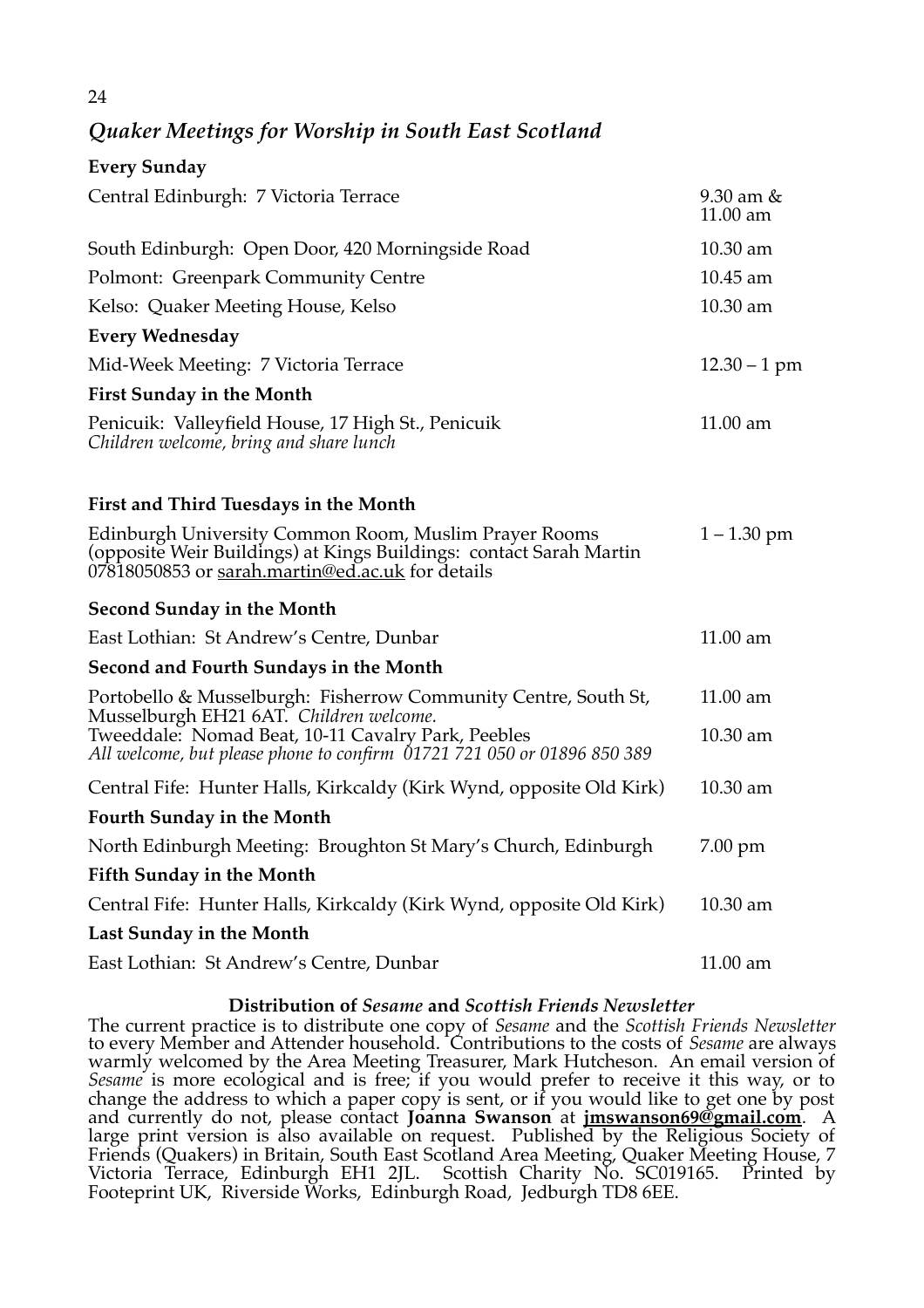## *Quaker Meetings for Worship in South East Scotland*

| | |
|---|---|
| **Every Sunday** | |
| Central Edinburgh: 7 Victoria Terrace | 9.30 am & 11.00 am |
| South Edinburgh: Open Door, 420 Morningside Road | 10.30 am |
| Polmont: Greenpark Community Centre | 10.45 am |
| Kelso: Quaker Meeting House, Kelso | 10.30 am |
| **Every Wednesday** | |
| Mid-Week Meeting: 7 Victoria Terrace | 12.30 – 1 pm |
| **First Sunday in the Month** | |
| Penicuik: Valleyfield House, 17 High St., Penicuik *Children welcome, bring and share lunch* | 11.00 am |
| **First and Third Tuesdays in the Month** | |
| Edinburgh University Common Room, Muslim Prayer Rooms (opposite Weir Buildings) at Kings Buildings: contact Sarah Martin 07818050853 or sarah.martin@ed.ac.uk for details | 1 – 1.30 pm |
| **Second Sunday in the Month** | |
| East Lothian: St Andrew's Centre, Dunbar | 11.00 am |
| **Second and Fourth Sundays in the Month** | |
| Portobello & Musselburgh: Fisherrow Community Centre, South St, Musselburgh EH21 6AT. *Children welcome.* | 11.00 am |
| Tweeddale: Nomad Beat, 10-11 Cavalry Park, Peebles *All welcome, but please phone to confirm 01721 721 050 or 01896 850 389* | 10.30 am |
| Central Fife: Hunter Halls, Kirkcaldy (Kirk Wynd, opposite Old Kirk) | 10.30 am |
| **Fourth Sunday in the Month** | |
| North Edinburgh Meeting: Broughton St Mary's Church, Edinburgh | 7.00 pm |
| **Fifth Sunday in the Month** | |
| Central Fife: Hunter Halls, Kirkcaldy (Kirk Wynd, opposite Old Kirk) | 10.30 am |
| **Last Sunday in the Month** | |
| East Lothian: St Andrew's Centre, Dunbar | 11.00 am |

**Distribution of *Sesame* and *Scottish Friends Newsletter***

The current practice is to distribute one copy of *Sesame* and the *Scottish Friends Newsletter* to every Member and Attender household. Contributions to the costs of *Sesame* are always warmly welcomed by the Area Meeting Treasurer, Mark Hutcheson. An email version of *Sesame* is more ecological and is free; if you would prefer to receive it this way, or to change the address to which a paper copy is sent, or if you would like to get one by post and currently do not, please contact **Joanna Swanson** at **jmswanson69@gmail.com**. A large print version is also available on request. Published by the Religious Society of Friends (Quakers) in Britain, South East Scotland Area Meeting, Quaker Meeting House, 7 Victoria Terrace, Edinburgh EH1 2JL. Scottish Charity No. SC019165. Printed by Footeprint UK, Riverside Works, Edinburgh Road, Jedburgh TD8 6EE.